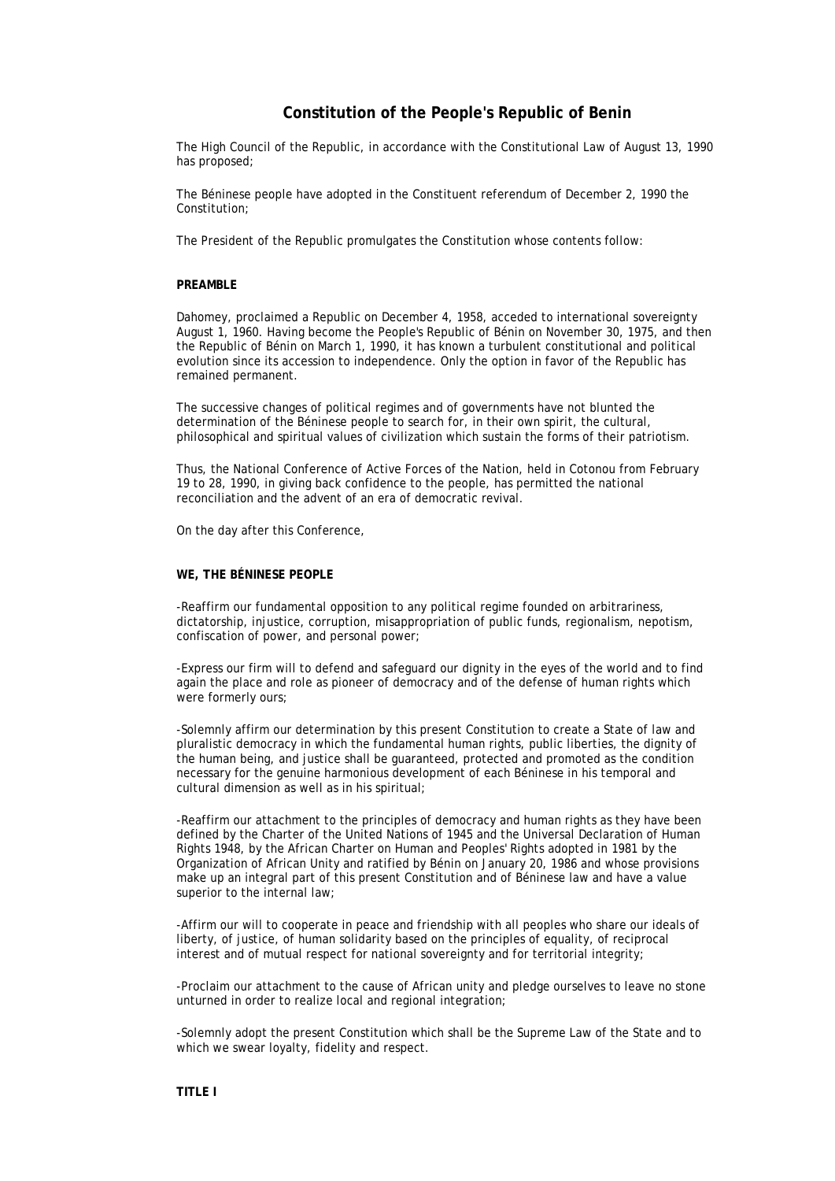# Constitution of the People's Republic of Benin

The High Council of the Republic, in accordance with the Constitutional Law of August 13, 1990 has proposed;

The Béninese people have adopted in the Constituent referendum of December 2, 1990 the Constitution;

The President of the Republic promulgates the Constitution whose contents follow:

**PREAMBLE**

Dahomey, proclaimed a Republic on December 4, 1958, acceded to international sovereignty August 1, 1960. Having become the People's Republic of Bénin on November 30, 1975, and then the Republic of Bénin on March 1, 1990, it has known a turbulent constitutional and political evolution since its accession to independence. Only the option in favor of the Republic has remained permanent.

The successive changes of political regimes and of governments have not blunted the determination of the Béninese people to search for, in their own spirit, the cultural, philosophical and spiritual values of civilization which sustain the forms of their patriotism.

Thus, the National Conference of Active Forces of the Nation, held in Cotonou from February 19 to 28, 1990, in giving back confidence to the people, has permitted the national reconciliation and the advent of an era of democratic revival.

On the day after this Conference,

**WE, THE BÉNINESE PEOPLE**

-Reaffirm our fundamental opposition to any political regime founded on arbitrariness, dictatorship, injustice, corruption, misappropriation of public funds, regionalism, nepotism, confiscation of power, and personal power;

-Express our firm will to defend and safeguard our dignity in the eyes of the world and to find again the place and role as pioneer of democracy and of the defense of human rights which were formerly ours;

-Solemnly affirm our determination by this present Constitution to create a State of law and pluralistic democracy in which the fundamental human rights, public liberties, the dignity of the human being, and justice shall be guaranteed, protected and promoted as the condition necessary for the genuine harmonious development of each Béninese in his temporal and cultural dimension as well as in his spiritual;

-Reaffirm our attachment to the principles of democracy and human rights as they have been defined by the Charter of the United Nations of 1945 and the Universal Declaration of Human Rights 1948, by the African Charter on Human and Peoples' Rights adopted in 1981 by the Organization of African Unity and ratified by Bénin on January 20, 1986 and whose provisions make up an integral part of this present Constitution and of Béninese law and have a value superior to the internal law;

-Affirm our will to cooperate in peace and friendship with all peoples who share our ideals of liberty, of justice, of human solidarity based on the principles of equality, of reciprocal interest and of mutual respect for national sovereignty and for territorial integrity;

-Proclaim our attachment to the cause of African unity and pledge ourselves to leave no stone unturned in order to realize local and regional integration;

-Solemnly adopt the present Constitution which shall be the Supreme Law of the State and to which we swear loyalty, fidelity and respect.

**TITLE I**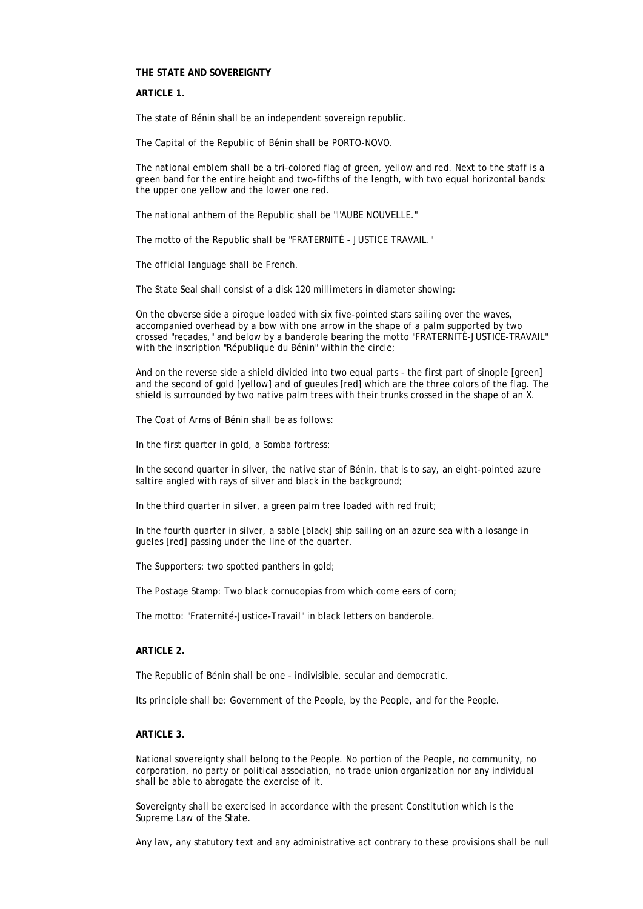**THE STATE AND SOVEREIGNTY**

**ARTICLE 1.**

The state of Bénin shall be an independent sovereign republic.

The Capital of the Republic of Bénin shall be PORTO-NOVO.

The national emblem shall be a tri-colored flag of green, yellow and red. Next to the staff is a green band for the entire height and two-fifths of the length, with two equal horizontal bands: the upper one yellow and the lower one red.

The national anthem of the Republic shall be "l'AUBE NOUVELLE."

The motto of the Republic shall be "FRATERNITÉ - JUSTICE TRAVAIL."

The official language shall be French.

The State Seal shall consist of a disk 120 millimeters in diameter showing:

On the obverse side a pirogue loaded with six five-pointed stars sailing over the waves, accompanied overhead by a bow with one arrow in the shape of a palm supported by two crossed "recades," and below by a banderole bearing the motto "FRATERNITÉ-JUSTICE-TRAVAIL" with the inscription "République du Bénin" within the circle;

And on the reverse side a shield divided into two equal parts - the first part of sinople [green] and the second of gold [yellow] and of gueules [red] which are the three colors of the flag. The shield is surrounded by two native palm trees with their trunks crossed in the shape of an X.

The Coat of Arms of Bénin shall be as follows:

In the first quarter in gold, a Somba fortress;

In the second quarter in silver, the native star of Bénin, that is to say, an eight-pointed azure saltire angled with rays of silver and black in the background;

In the third quarter in silver, a green palm tree loaded with red fruit;

In the fourth quarter in silver, a sable [black] ship sailing on an azure sea with a losange in gueles [red] passing under the line of the quarter.

The Supporters: two spotted panthers in gold;

The Postage Stamp: Two black cornucopias from which come ears of corn;

The motto: "Fraternité-Justice-Travail" in black letters on banderole.

**ARTICLE 2.**

The Republic of Bénin shall be one - indivisible, secular and democratic.

Its principle shall be: Government of the People, by the People, and for the People.

**ARTICLE 3.**

National sovereignty shall belong to the People. No portion of the People, no community, no corporation, no party or political association, no trade union organization nor any individual shall be able to abrogate the exercise of it.

Sovereignty shall be exercised in accordance with the present Constitution which is the Supreme Law of the State.

Any law, any statutory text and any administrative act contrary to these provisions shall be null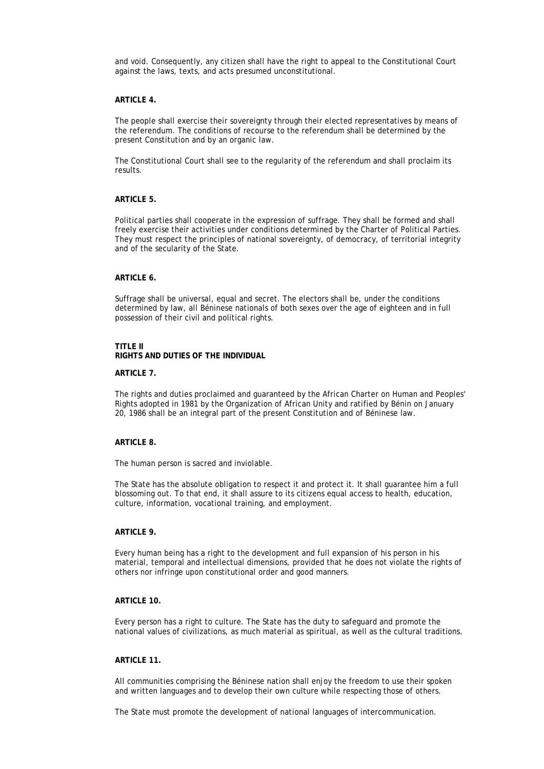and void. Consequently, any citizen shall have the right to appeal to the Constitutional Court against the laws, texts, and acts presumed unconstitutional.

**ARTICLE 4.**

The people shall exercise their sovereignty through their elected representatives by means of the referendum. The conditions of recourse to the referendum shall be determined by the present Constitution and by an organic law.

The Constitutional Court shall see to the regularity of the referendum and shall proclaim its results.

**ARTICLE 5.**

Political parties shall cooperate in the expression of suffrage. They shall be formed and shall freely exercise their activities under conditions determined by the Charter of Political Parties. They must respect the principles of national sovereignty, of democracy, of territorial integrity and of the secularity of the State.

**ARTICLE 6.**

Suffrage shall be universal, equal and secret. The electors shall be, under the conditions determined by law, all Béninese nationals of both sexes over the age of eighteen and in full possession of their civil and political rights.

## TITLE II
## RIGHTS AND DUTIES OF THE INDIVIDUAL

**ARTICLE 7.**

The rights and duties proclaimed and guaranteed by the African Charter on Human and Peoples' Rights adopted in 1981 by the Organization of African Unity and ratified by Bénin on January 20, 1986 shall be an integral part of the present Constitution and of Béninese law.

**ARTICLE 8.**

The human person is sacred and inviolable.

The State has the absolute obligation to respect it and protect it. It shall guarantee him a full blossoming out. To that end, it shall assure to its citizens equal access to health, education, culture, information, vocational training, and employment.

**ARTICLE 9.**

Every human being has a right to the development and full expansion of his person in his material, temporal and intellectual dimensions, provided that he does not violate the rights of others nor infringe upon constitutional order and good manners.

**ARTICLE 10.**

Every person has a right to culture. The State has the duty to safeguard and promote the national values of civilizations, as much material as spiritual, as well as the cultural traditions.

**ARTICLE 11.**

All communities comprising the Béninese nation shall enjoy the freedom to use their spoken and written languages and to develop their own culture while respecting those of others.

The State must promote the development of national languages of intercommunication.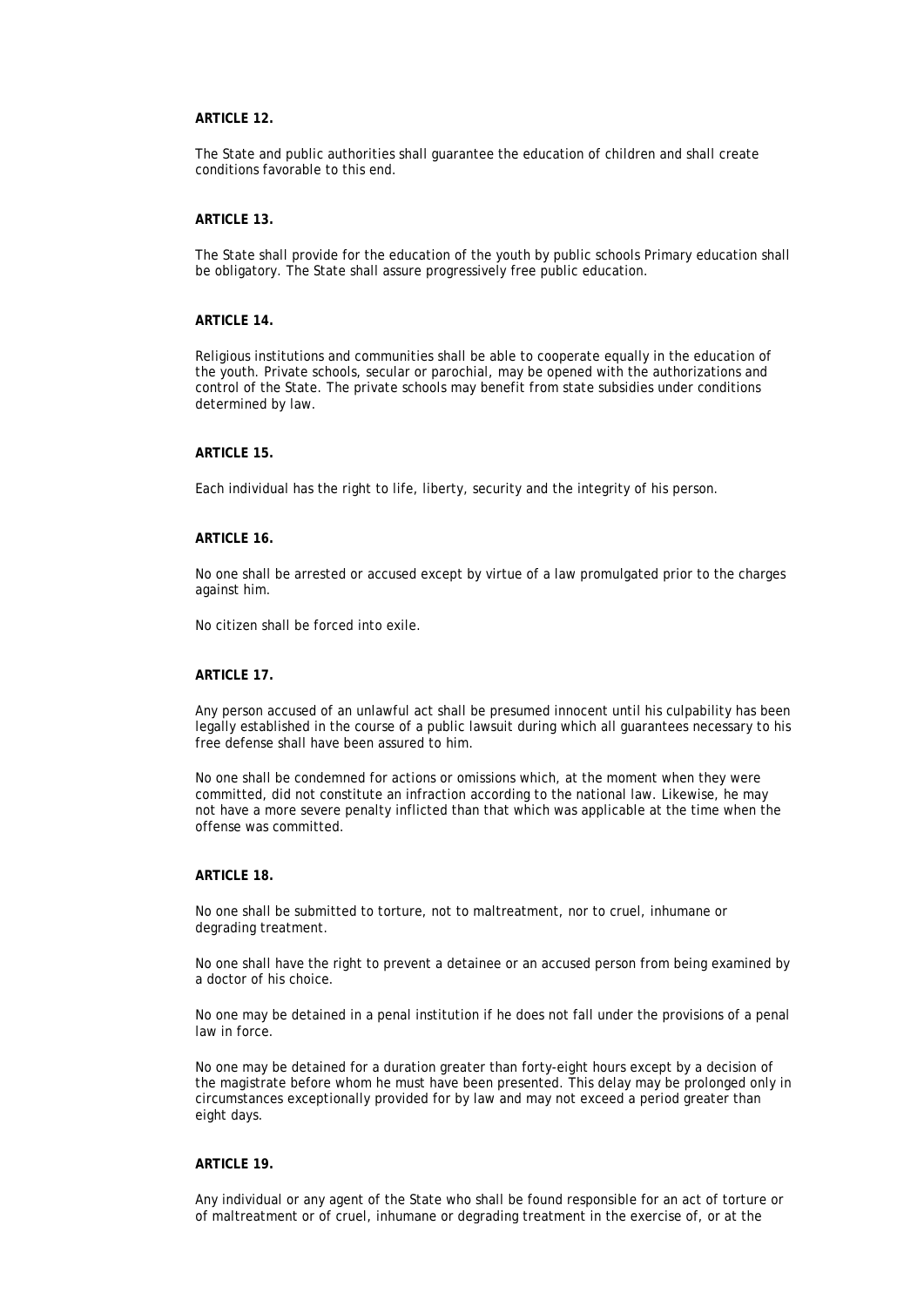**ARTICLE 12.**

The State and public authorities shall guarantee the education of children and shall create conditions favorable to this end.

**ARTICLE 13.**

The State shall provide for the education of the youth by public schools Primary education shall be obligatory. The State shall assure progressively free public education.

**ARTICLE 14.**

Religious institutions and communities shall be able to cooperate equally in the education of the youth. Private schools, secular or parochial, may be opened with the authorizations and control of the State. The private schools may benefit from state subsidies under conditions determined by law.

**ARTICLE 15.**

Each individual has the right to life, liberty, security and the integrity of his person.

**ARTICLE 16.**

No one shall be arrested or accused except by virtue of a law promulgated prior to the charges against him.

No citizen shall be forced into exile.

**ARTICLE 17.**

Any person accused of an unlawful act shall be presumed innocent until his culpability has been legally established in the course of a public lawsuit during which all guarantees necessary to his free defense shall have been assured to him.

No one shall be condemned for actions or omissions which, at the moment when they were committed, did not constitute an infraction according to the national law. Likewise, he may not have a more severe penalty inflicted than that which was applicable at the time when the offense was committed.

**ARTICLE 18.**

No one shall be submitted to torture, not to maltreatment, nor to cruel, inhumane or degrading treatment.

No one shall have the right to prevent a detainee or an accused person from being examined by a doctor of his choice.

No one may be detained in a penal institution if he does not fall under the provisions of a penal law in force.

No one may be detained for a duration greater than forty-eight hours except by a decision of the magistrate before whom he must have been presented. This delay may be prolonged only in circumstances exceptionally provided for by law and may not exceed a period greater than eight days.

**ARTICLE 19.**

Any individual or any agent of the State who shall be found responsible for an act of torture or of maltreatment or of cruel, inhumane or degrading treatment in the exercise of, or at the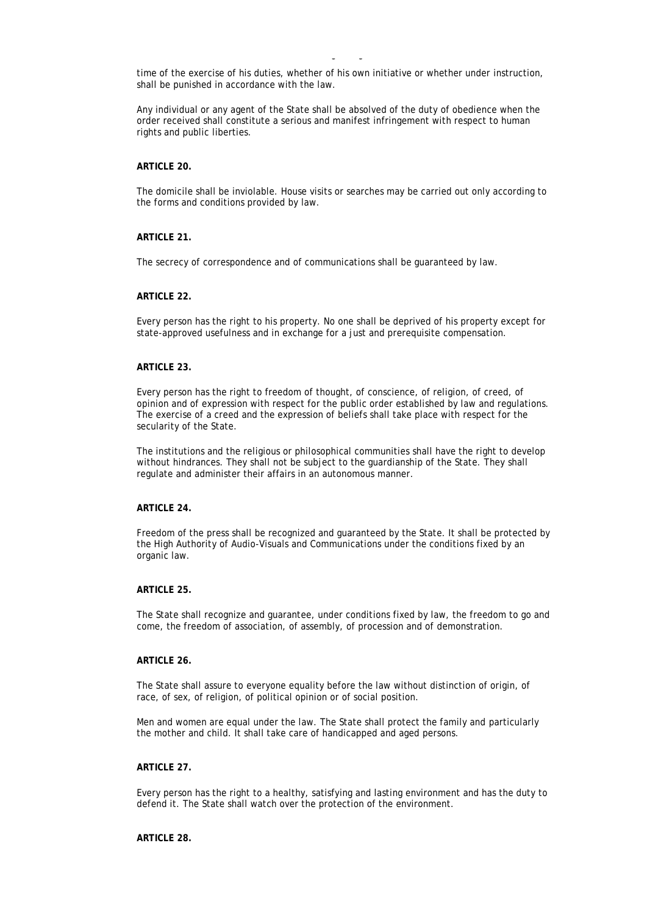time of the exercise of his duties, whether of his own initiative or whether under instruction, shall be punished in accordance with the law.

Any individual or any agent of the State shall be absolved of the duty of obedience when the order received shall constitute a serious and manifest infringement with respect to human rights and public liberties.

**ARTICLE 20.**

The domicile shall be inviolable. House visits or searches may be carried out only according to the forms and conditions provided by law.

**ARTICLE 21.**

The secrecy of correspondence and of communications shall be guaranteed by law.

**ARTICLE 22.**

Every person has the right to his property. No one shall be deprived of his property except for state-approved usefulness and in exchange for a just and prerequisite compensation.

**ARTICLE 23.**

Every person has the right to freedom of thought, of conscience, of religion, of creed, of opinion and of expression with respect for the public order established by law and regulations. The exercise of a creed and the expression of beliefs shall take place with respect for the secularity of the State.

The institutions and the religious or philosophical communities shall have the right to develop without hindrances. They shall not be subject to the guardianship of the State. They shall regulate and administer their affairs in an autonomous manner.

**ARTICLE 24.**

Freedom of the press shall be recognized and guaranteed by the State. It shall be protected by the High Authority of Audio-Visuals and Communications under the conditions fixed by an organic law.

**ARTICLE 25.**

The State shall recognize and guarantee, under conditions fixed by law, the freedom to go and come, the freedom of association, of assembly, of procession and of demonstration.

**ARTICLE 26.**

The State shall assure to everyone equality before the law without distinction of origin, of race, of sex, of religion, of political opinion or of social position.

Men and women are equal under the law. The State shall protect the family and particularly the mother and child. It shall take care of handicapped and aged persons.

**ARTICLE 27.**

Every person has the right to a healthy, satisfying and lasting environment and has the duty to defend it. The State shall watch over the protection of the environment.

**ARTICLE 28.**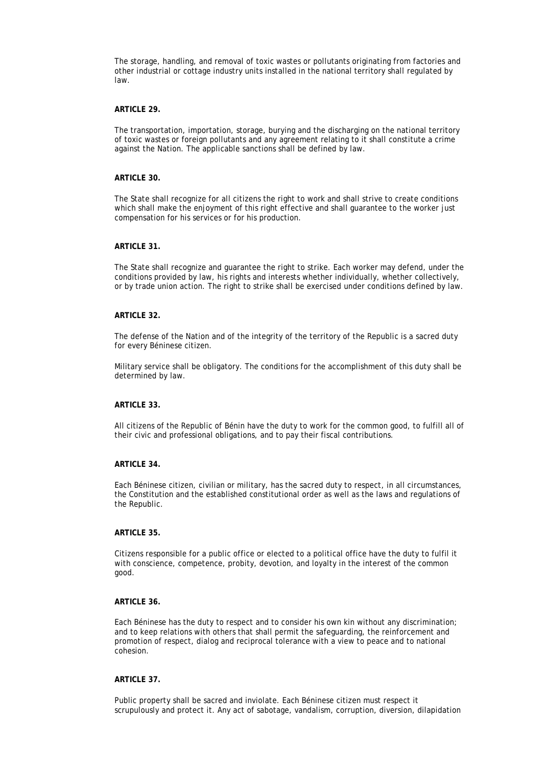The storage, handling, and removal of toxic wastes or pollutants originating from factories and other industrial or cottage industry units installed in the national territory shall regulated by law.

**ARTICLE 29.**

The transportation, importation, storage, burying and the discharging on the national territory of toxic wastes or foreign pollutants and any agreement relating to it shall constitute a crime against the Nation. The applicable sanctions shall be defined by law.

**ARTICLE 30.**

The State shall recognize for all citizens the right to work and shall strive to create conditions which shall make the enjoyment of this right effective and shall guarantee to the worker just compensation for his services or for his production.

**ARTICLE 31.**

The State shall recognize and guarantee the right to strike. Each worker may defend, under the conditions provided by law, his rights and interests whether individually, whether collectively, or by trade union action. The right to strike shall be exercised under conditions defined by law.

**ARTICLE 32.**

The defense of the Nation and of the integrity of the territory of the Republic is a sacred duty for every Béninese citizen.

Military service shall be obligatory. The conditions for the accomplishment of this duty shall be determined by law.

**ARTICLE 33.**

All citizens of the Republic of Bénin have the duty to work for the common good, to fulfill all of their civic and professional obligations, and to pay their fiscal contributions.

**ARTICLE 34.**

Each Béninese citizen, civilian or military, has the sacred duty to respect, in all circumstances, the Constitution and the established constitutional order as well as the laws and regulations of the Republic.

**ARTICLE 35.**

Citizens responsible for a public office or elected to a political office have the duty to fulfil it with conscience, competence, probity, devotion, and loyalty in the interest of the common good.

**ARTICLE 36.**

Each Béninese has the duty to respect and to consider his own kin without any discrimination; and to keep relations with others that shall permit the safeguarding, the reinforcement and promotion of respect, dialog and reciprocal tolerance with a view to peace and to national cohesion.

**ARTICLE 37.**

Public property shall be sacred and inviolate. Each Béninese citizen must respect it scrupulously and protect it. Any act of sabotage, vandalism, corruption, diversion, dilapidation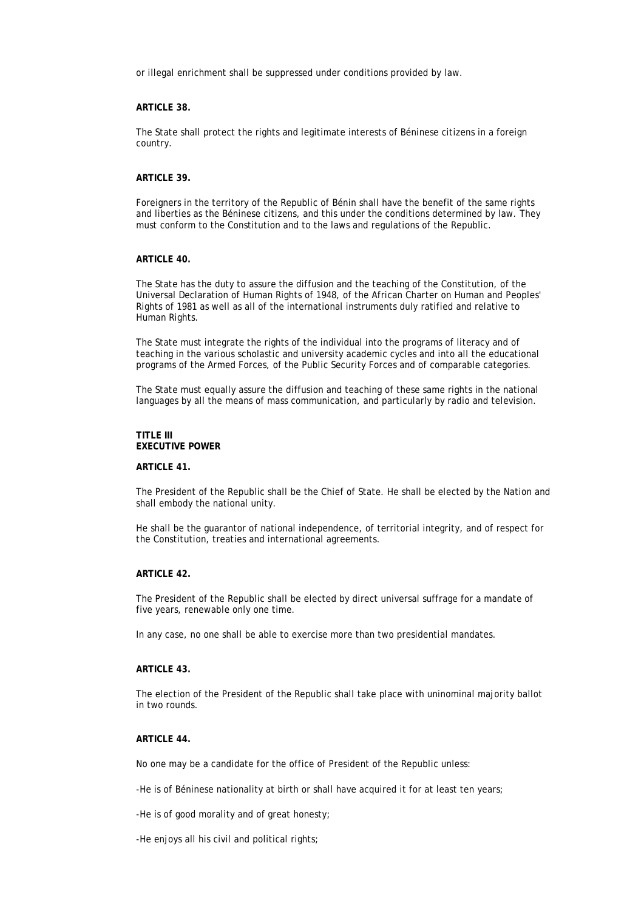or illegal enrichment shall be suppressed under conditions provided by law.

**ARTICLE 38.**

The State shall protect the rights and legitimate interests of Béninese citizens in a foreign country.

**ARTICLE 39.**

Foreigners in the territory of the Republic of Bénin shall have the benefit of the same rights and liberties as the Béninese citizens, and this under the conditions determined by law. They must conform to the Constitution and to the laws and regulations of the Republic.

**ARTICLE 40.**

The State has the duty to assure the diffusion and the teaching of the Constitution, of the Universal Declaration of Human Rights of 1948, of the African Charter on Human and Peoples' Rights of 1981 as well as all of the international instruments duly ratified and relative to Human Rights.

The State must integrate the rights of the individual into the programs of literacy and of teaching in the various scholastic and university academic cycles and into all the educational programs of the Armed Forces, of the Public Security Forces and of comparable categories.

The State must equally assure the diffusion and teaching of these same rights in the national languages by all the means of mass communication, and particularly by radio and television.

## TITLE III
## EXECUTIVE POWER

**ARTICLE 41.**

The President of the Republic shall be the Chief of State. He shall be elected by the Nation and shall embody the national unity.

He shall be the guarantor of national independence, of territorial integrity, and of respect for the Constitution, treaties and international agreements.

**ARTICLE 42.**

The President of the Republic shall be elected by direct universal suffrage for a mandate of five years, renewable only one time.

In any case, no one shall be able to exercise more than two presidential mandates.

**ARTICLE 43.**

The election of the President of the Republic shall take place with uninominal majority ballot in two rounds.

**ARTICLE 44.**

No one may be a candidate for the office of President of the Republic unless:

-He is of Béninese nationality at birth or shall have acquired it for at least ten years;

-He is of good morality and of great honesty;

-He enjoys all his civil and political rights;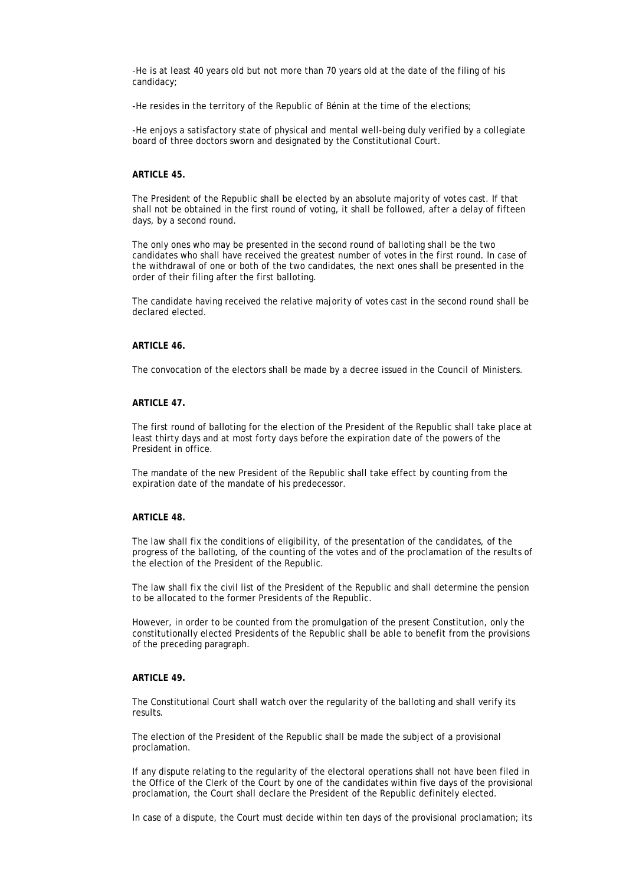-He is at least 40 years old but not more than 70 years old at the date of the filing of his candidacy;

-He resides in the territory of the Republic of Bénin at the time of the elections;

-He enjoys a satisfactory state of physical and mental well-being duly verified by a collegiate board of three doctors sworn and designated by the Constitutional Court.

**ARTICLE 45.**

The President of the Republic shall be elected by an absolute majority of votes cast. If that shall not be obtained in the first round of voting, it shall be followed, after a delay of fifteen days, by a second round.

The only ones who may be presented in the second round of balloting shall be the two candidates who shall have received the greatest number of votes in the first round. In case of the withdrawal of one or both of the two candidates, the next ones shall be presented in the order of their filing after the first balloting.

The candidate having received the relative majority of votes cast in the second round shall be declared elected.

**ARTICLE 46.**

The convocation of the electors shall be made by a decree issued in the Council of Ministers.

**ARTICLE 47.**

The first round of balloting for the election of the President of the Republic shall take place at least thirty days and at most forty days before the expiration date of the powers of the President in office.

The mandate of the new President of the Republic shall take effect by counting from the expiration date of the mandate of his predecessor.

**ARTICLE 48.**

The law shall fix the conditions of eligibility, of the presentation of the candidates, of the progress of the balloting, of the counting of the votes and of the proclamation of the results of the election of the President of the Republic.

The law shall fix the civil list of the President of the Republic and shall determine the pension to be allocated to the former Presidents of the Republic.

However, in order to be counted from the promulgation of the present Constitution, only the constitutionally elected Presidents of the Republic shall be able to benefit from the provisions of the preceding paragraph.

**ARTICLE 49.**

The Constitutional Court shall watch over the regularity of the balloting and shall verify its results.

The election of the President of the Republic shall be made the subject of a provisional proclamation.

If any dispute relating to the regularity of the electoral operations shall not have been filed in the Office of the Clerk of the Court by one of the candidates within five days of the provisional proclamation, the Court shall declare the President of the Republic definitely elected.

In case of a dispute, the Court must decide within ten days of the provisional proclamation; its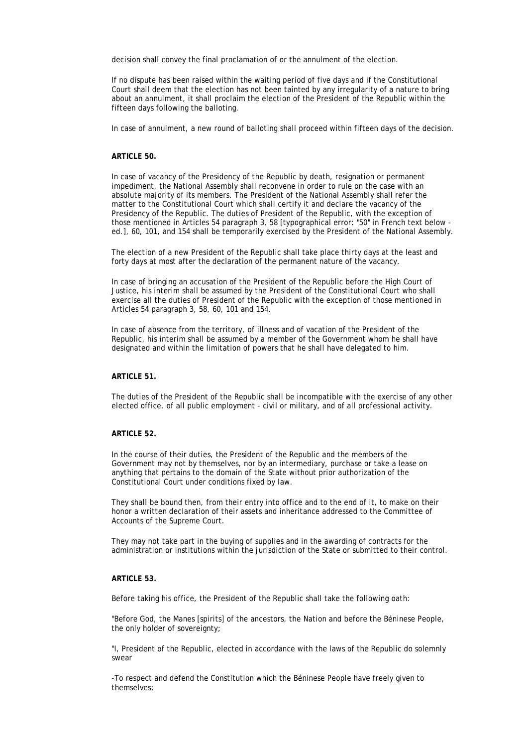decision shall convey the final proclamation of or the annulment of the election.

If no dispute has been raised within the waiting period of five days and if the Constitutional Court shall deem that the election has not been tainted by any irregularity of a nature to bring about an annulment, it shall proclaim the election of the President of the Republic within the fifteen days following the balloting.

In case of annulment, a new round of balloting shall proceed within fifteen days of the decision.

**ARTICLE 50.**

In case of vacancy of the Presidency of the Republic by death, resignation or permanent impediment, the National Assembly shall reconvene in order to rule on the case with an absolute majority of its members. The President of the National Assembly shall refer the matter to the Constitutional Court which shall certify it and declare the vacancy of the Presidency of the Republic. The duties of President of the Republic, with the exception of those mentioned in Articles 54 paragraph 3, 58 [typographical error: "50" in French text below - ed.], 60, 101, and 154 shall be temporarily exercised by the President of the National Assembly.

The election of a new President of the Republic shall take place thirty days at the least and forty days at most after the declaration of the permanent nature of the vacancy.

In case of bringing an accusation of the President of the Republic before the High Court of Justice, his interim shall be assumed by the President of the Constitutional Court who shall exercise all the duties of President of the Republic with the exception of those mentioned in Articles 54 paragraph 3, 58, 60, 101 and 154.

In case of absence from the territory, of illness and of vacation of the President of the Republic, his interim shall be assumed by a member of the Government whom he shall have designated and within the limitation of powers that he shall have delegated to him.

**ARTICLE 51.**

The duties of the President of the Republic shall be incompatible with the exercise of any other elected office, of all public employment - civil or military, and of all professional activity.

**ARTICLE 52.**

In the course of their duties, the President of the Republic and the members of the Government may not by themselves, nor by an intermediary, purchase or take a lease on anything that pertains to the domain of the State without prior authorization of the Constitutional Court under conditions fixed by law.

They shall be bound then, from their entry into office and to the end of it, to make on their honor a written declaration of their assets and inheritance addressed to the Committee of Accounts of the Supreme Court.

They may not take part in the buying of supplies and in the awarding of contracts for the administration or institutions within the jurisdiction of the State or submitted to their control.

**ARTICLE 53.**

Before taking his office, the President of the Republic shall take the following oath:

"Before God, the Manes [spirits] of the ancestors, the Nation and before the Béninese People, the only holder of sovereignty;

"I, President of the Republic, elected in accordance with the laws of the Republic do solemnly swear

-To respect and defend the Constitution which the Béninese People have freely given to themselves;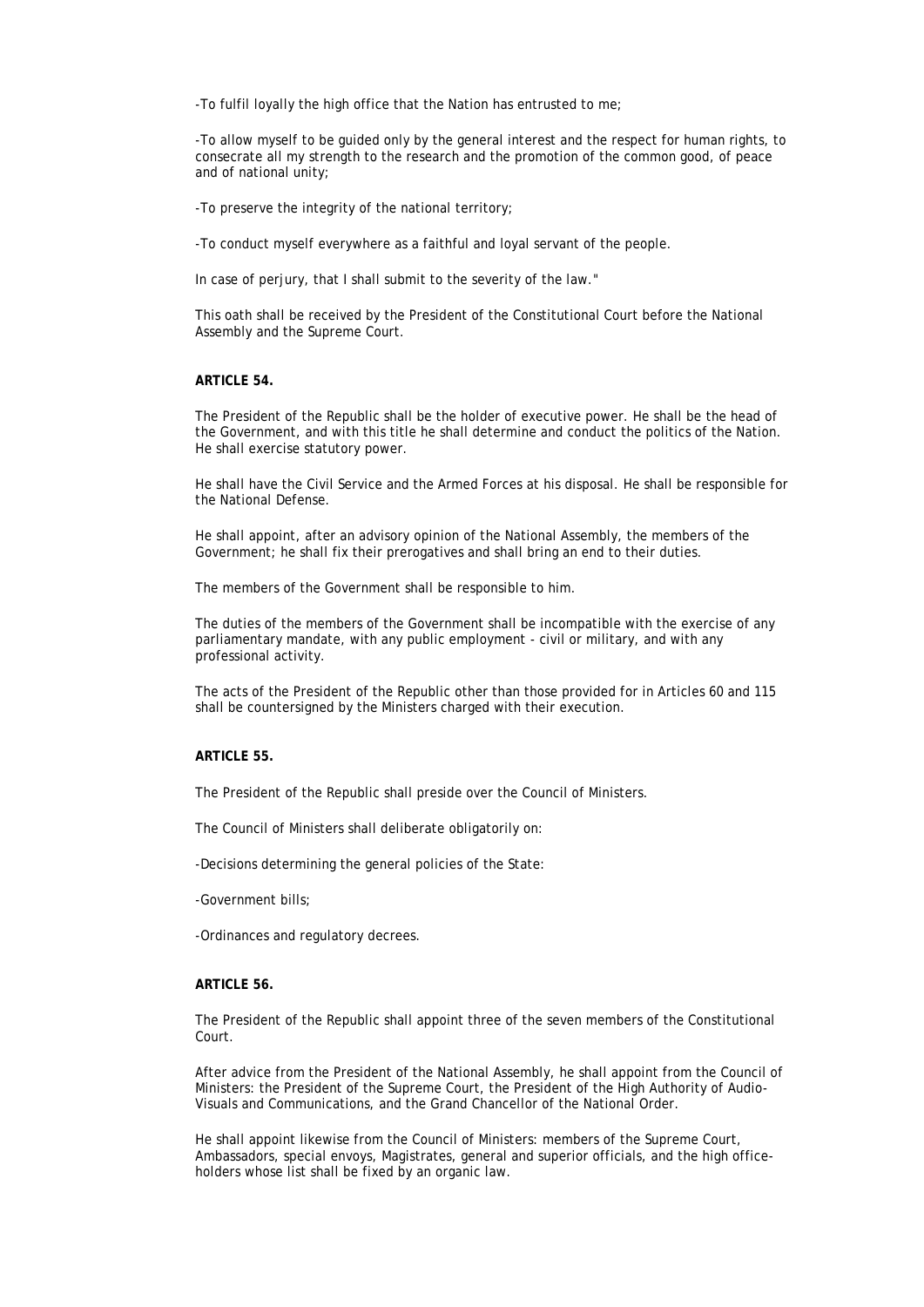-To fulfil loyally the high office that the Nation has entrusted to me;

-To allow myself to be guided only by the general interest and the respect for human rights, to consecrate all my strength to the research and the promotion of the common good, of peace and of national unity;

-To preserve the integrity of the national territory;

-To conduct myself everywhere as a faithful and loyal servant of the people.

In case of perjury, that I shall submit to the severity of the law."

This oath shall be received by the President of the Constitutional Court before the National Assembly and the Supreme Court.

**ARTICLE 54.**

The President of the Republic shall be the holder of executive power. He shall be the head of the Government, and with this title he shall determine and conduct the politics of the Nation. He shall exercise statutory power.

He shall have the Civil Service and the Armed Forces at his disposal. He shall be responsible for the National Defense.

He shall appoint, after an advisory opinion of the National Assembly, the members of the Government; he shall fix their prerogatives and shall bring an end to their duties.

The members of the Government shall be responsible to him.

The duties of the members of the Government shall be incompatible with the exercise of any parliamentary mandate, with any public employment - civil or military, and with any professional activity.

The acts of the President of the Republic other than those provided for in Articles 60 and 115 shall be countersigned by the Ministers charged with their execution.

**ARTICLE 55.**

The President of the Republic shall preside over the Council of Ministers.

The Council of Ministers shall deliberate obligatorily on:

-Decisions determining the general policies of the State:

-Government bills;

-Ordinances and regulatory decrees.

**ARTICLE 56.**

The President of the Republic shall appoint three of the seven members of the Constitutional Court.

After advice from the President of the National Assembly, he shall appoint from the Council of Ministers: the President of the Supreme Court, the President of the High Authority of Audio-Visuals and Communications, and the Grand Chancellor of the National Order.

He shall appoint likewise from the Council of Ministers: members of the Supreme Court, Ambassadors, special envoys, Magistrates, general and superior officials, and the high office-holders whose list shall be fixed by an organic law.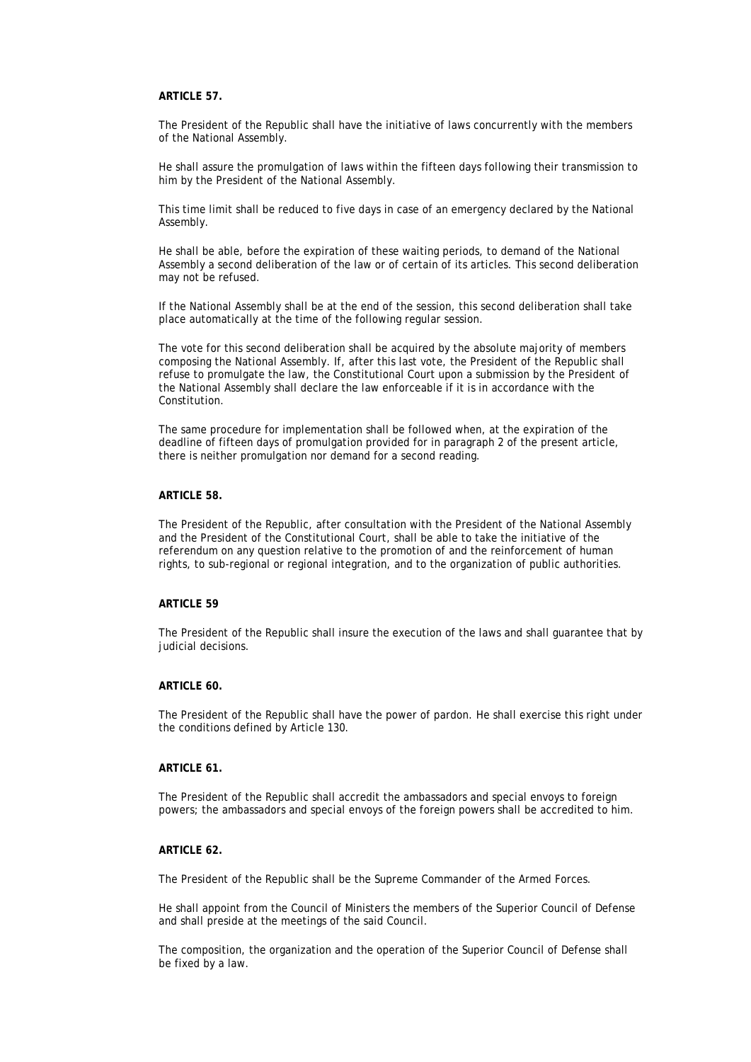**ARTICLE 57.**

The President of the Republic shall have the initiative of laws concurrently with the members of the National Assembly.

He shall assure the promulgation of laws within the fifteen days following their transmission to him by the President of the National Assembly.

This time limit shall be reduced to five days in case of an emergency declared by the National Assembly.

He shall be able, before the expiration of these waiting periods, to demand of the National Assembly a second deliberation of the law or of certain of its articles. This second deliberation may not be refused.

If the National Assembly shall be at the end of the session, this second deliberation shall take place automatically at the time of the following regular session.

The vote for this second deliberation shall be acquired by the absolute majority of members composing the National Assembly. If, after this last vote, the President of the Republic shall refuse to promulgate the law, the Constitutional Court upon a submission by the President of the National Assembly shall declare the law enforceable if it is in accordance with the Constitution.

The same procedure for implementation shall be followed when, at the expiration of the deadline of fifteen days of promulgation provided for in paragraph 2 of the present article, there is neither promulgation nor demand for a second reading.

**ARTICLE 58.**

The President of the Republic, after consultation with the President of the National Assembly and the President of the Constitutional Court, shall be able to take the initiative of the referendum on any question relative to the promotion of and the reinforcement of human rights, to sub-regional or regional integration, and to the organization of public authorities.

**ARTICLE 59**

The President of the Republic shall insure the execution of the laws and shall guarantee that by judicial decisions.

**ARTICLE 60.**

The President of the Republic shall have the power of pardon. He shall exercise this right under the conditions defined by Article 130.

**ARTICLE 61.**

The President of the Republic shall accredit the ambassadors and special envoys to foreign powers; the ambassadors and special envoys of the foreign powers shall be accredited to him.

**ARTICLE 62.**

The President of the Republic shall be the Supreme Commander of the Armed Forces.

He shall appoint from the Council of Ministers the members of the Superior Council of Defense and shall preside at the meetings of the said Council.

The composition, the organization and the operation of the Superior Council of Defense shall be fixed by a law.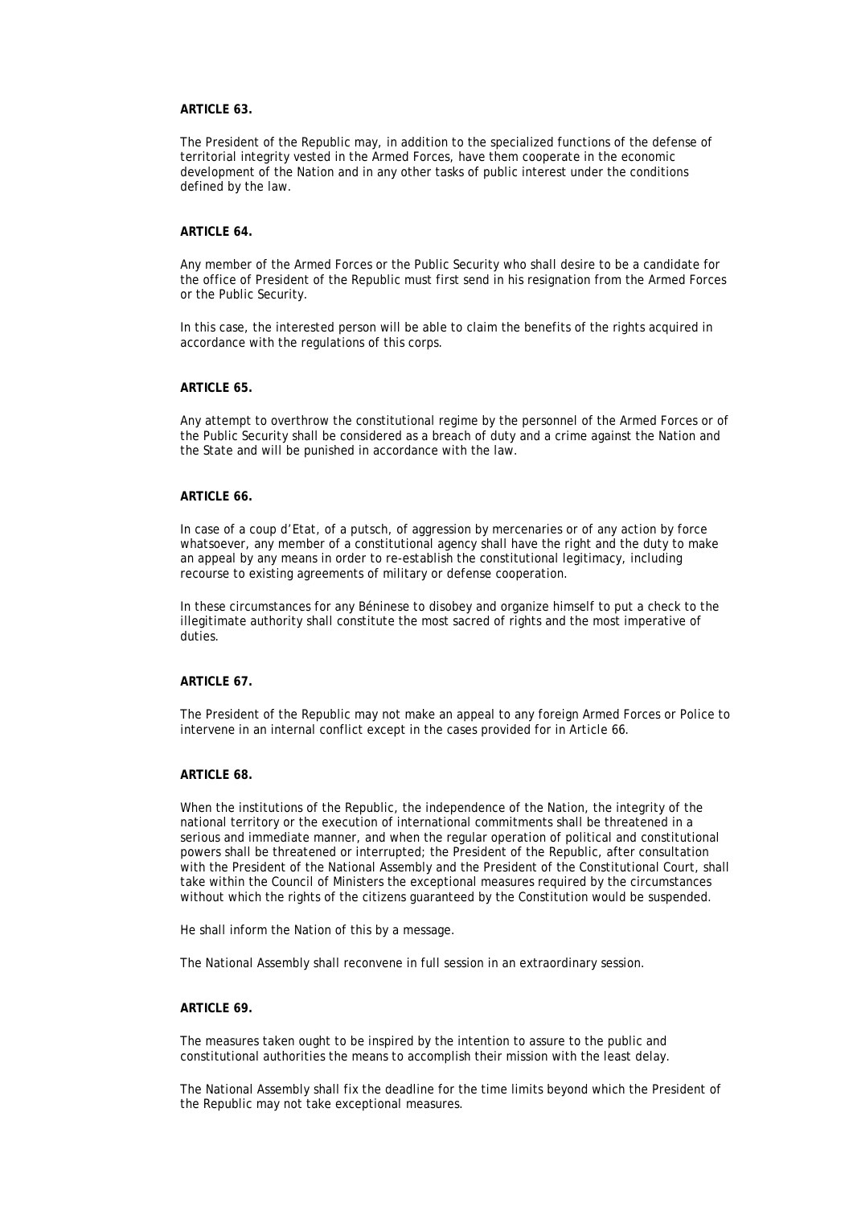**ARTICLE 63.**

The President of the Republic may, in addition to the specialized functions of the defense of territorial integrity vested in the Armed Forces, have them cooperate in the economic development of the Nation and in any other tasks of public interest under the conditions defined by the law.

**ARTICLE 64.**

Any member of the Armed Forces or the Public Security who shall desire to be a candidate for the office of President of the Republic must first send in his resignation from the Armed Forces or the Public Security.

In this case, the interested person will be able to claim the benefits of the rights acquired in accordance with the regulations of this corps.

**ARTICLE 65.**

Any attempt to overthrow the constitutional regime by the personnel of the Armed Forces or of the Public Security shall be considered as a breach of duty and a crime against the Nation and the State and will be punished in accordance with the law.

**ARTICLE 66.**

In case of a coup d'Etat, of a putsch, of aggression by mercenaries or of any action by force whatsoever, any member of a constitutional agency shall have the right and the duty to make an appeal by any means in order to re-establish the constitutional legitimacy, including recourse to existing agreements of military or defense cooperation.

In these circumstances for any Béninese to disobey and organize himself to put a check to the illegitimate authority shall constitute the most sacred of rights and the most imperative of duties.

**ARTICLE 67.**

The President of the Republic may not make an appeal to any foreign Armed Forces or Police to intervene in an internal conflict except in the cases provided for in Article 66.

**ARTICLE 68.**

When the institutions of the Republic, the independence of the Nation, the integrity of the national territory or the execution of international commitments shall be threatened in a serious and immediate manner, and when the regular operation of political and constitutional powers shall be threatened or interrupted; the President of the Republic, after consultation with the President of the National Assembly and the President of the Constitutional Court, shall take within the Council of Ministers the exceptional measures required by the circumstances without which the rights of the citizens guaranteed by the Constitution would be suspended.

He shall inform the Nation of this by a message.

The National Assembly shall reconvene in full session in an extraordinary session.

**ARTICLE 69.**

The measures taken ought to be inspired by the intention to assure to the public and constitutional authorities the means to accomplish their mission with the least delay.

The National Assembly shall fix the deadline for the time limits beyond which the President of the Republic may not take exceptional measures.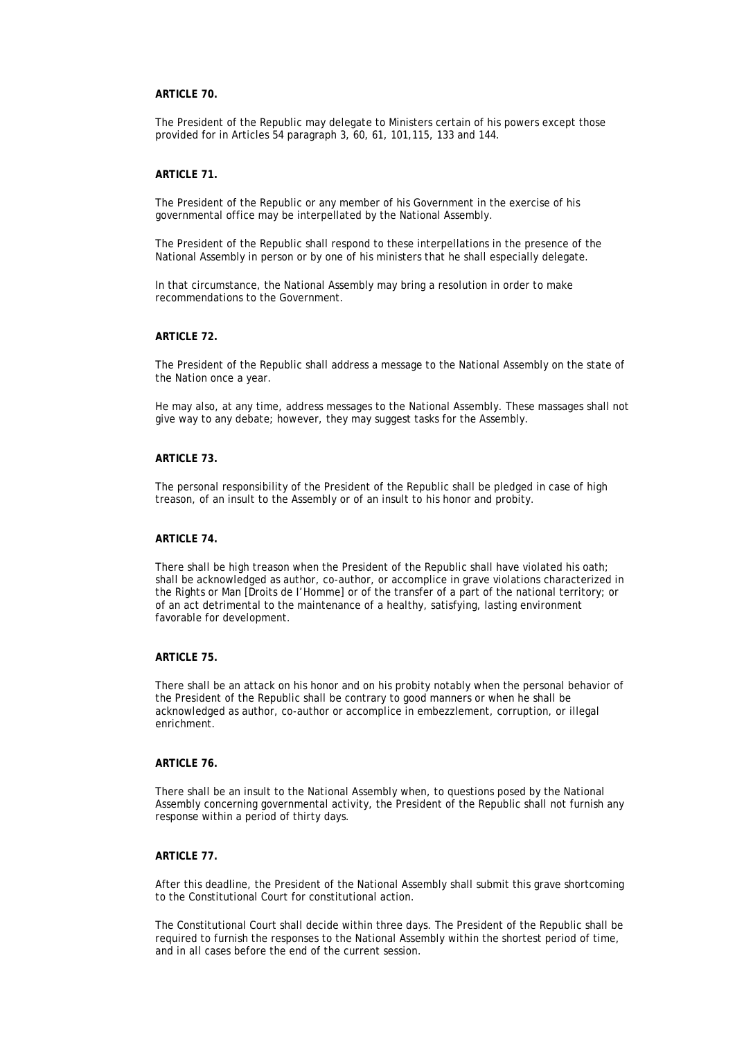**ARTICLE 70.**

The President of the Republic may delegate to Ministers certain of his powers except those provided for in Articles 54 paragraph 3, 60, 61, 101,115, 133 and 144.

**ARTICLE 71.**

The President of the Republic or any member of his Government in the exercise of his governmental office may be interpellated by the National Assembly.

The President of the Republic shall respond to these interpellations in the presence of the National Assembly in person or by one of his ministers that he shall especially delegate.

In that circumstance, the National Assembly may bring a resolution in order to make recommendations to the Government.

**ARTICLE 72.**

The President of the Republic shall address a message to the National Assembly on the state of the Nation once a year.

He may also, at any time, address messages to the National Assembly. These massages shall not give way to any debate; however, they may suggest tasks for the Assembly.

**ARTICLE 73.**

The personal responsibility of the President of the Republic shall be pledged in case of high treason, of an insult to the Assembly or of an insult to his honor and probity.

**ARTICLE 74.**

There shall be high treason when the President of the Republic shall have violated his oath; shall be acknowledged as author, co-author, or accomplice in grave violations characterized in the Rights or Man [Droits de I'Homme] or of the transfer of a part of the national territory; or of an act detrimental to the maintenance of a healthy, satisfying, lasting environment favorable for development.

**ARTICLE 75.**

There shall be an attack on his honor and on his probity notably when the personal behavior of the President of the Republic shall be contrary to good manners or when he shall be acknowledged as author, co-author or accomplice in embezzlement, corruption, or illegal enrichment.

**ARTICLE 76.**

There shall be an insult to the National Assembly when, to questions posed by the National Assembly concerning governmental activity, the President of the Republic shall not furnish any response within a period of thirty days.

**ARTICLE 77.**

After this deadline, the President of the National Assembly shall submit this grave shortcoming to the Constitutional Court for constitutional action.

The Constitutional Court shall decide within three days. The President of the Republic shall be required to furnish the responses to the National Assembly within the shortest period of time, and in all cases before the end of the current session.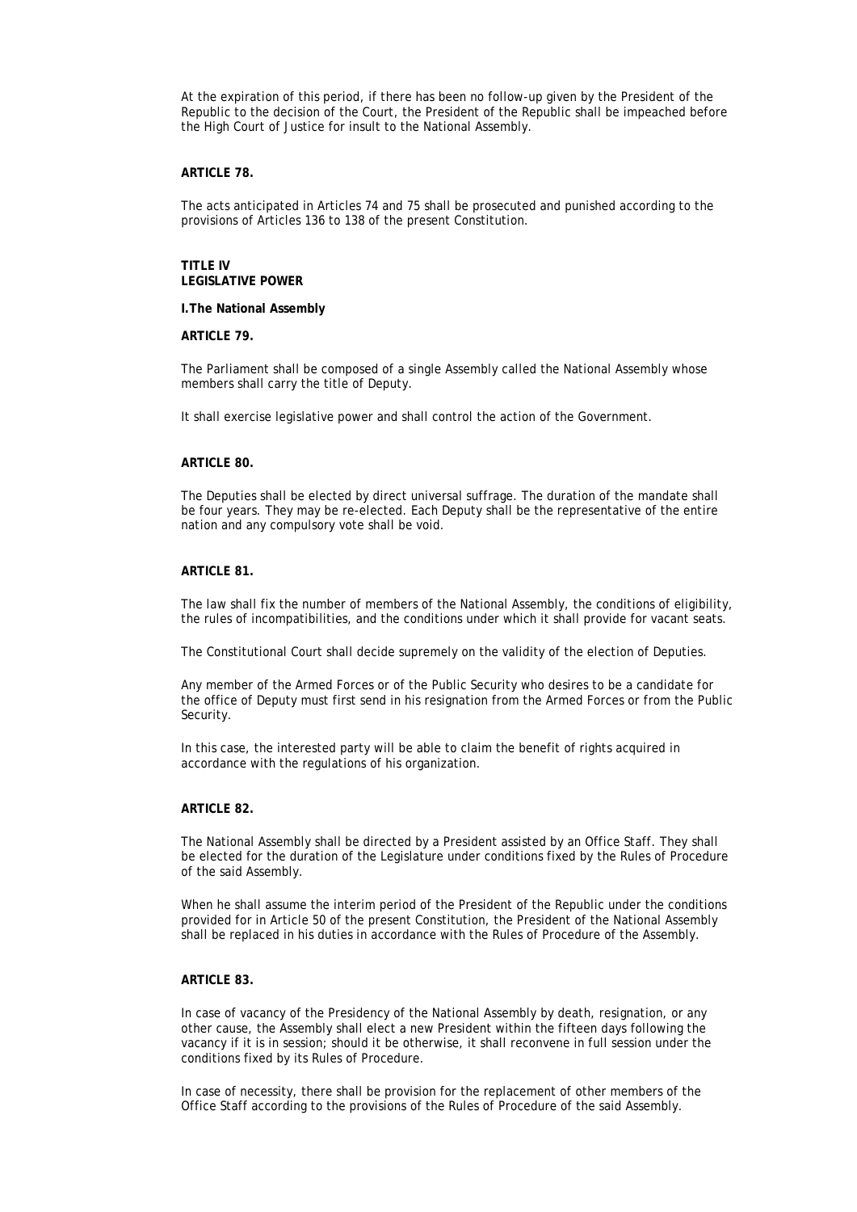At the expiration of this period, if there has been no follow-up given by the President of the Republic to the decision of the Court, the President of the Republic shall be impeached before the High Court of Justice for insult to the National Assembly.

**ARTICLE 78.**

The acts anticipated in Articles 74 and 75 shall be prosecuted and punished according to the provisions of Articles 136 to 138 of the present Constitution.

## TITLE IV
## LEGISLATIVE POWER

### I. The National Assembly

**ARTICLE 79.**

The Parliament shall be composed of a single Assembly called the National Assembly whose members shall carry the title of Deputy.

It shall exercise legislative power and shall control the action of the Government.

**ARTICLE 80.**

The Deputies shall be elected by direct universal suffrage. The duration of the mandate shall be four years. They may be re-elected. Each Deputy shall be the representative of the entire nation and any compulsory vote shall be void.

**ARTICLE 81.**

The law shall fix the number of members of the National Assembly, the conditions of eligibility, the rules of incompatibilities, and the conditions under which it shall provide for vacant seats.

The Constitutional Court shall decide supremely on the validity of the election of Deputies.

Any member of the Armed Forces or of the Public Security who desires to be a candidate for the office of Deputy must first send in his resignation from the Armed Forces or from the Public Security.

In this case, the interested party will be able to claim the benefit of rights acquired in accordance with the regulations of his organization.

**ARTICLE 82.**

The National Assembly shall be directed by a President assisted by an Office Staff. They shall be elected for the duration of the Legislature under conditions fixed by the Rules of Procedure of the said Assembly.

When he shall assume the interim period of the President of the Republic under the conditions provided for in Article 50 of the present Constitution, the President of the National Assembly shall be replaced in his duties in accordance with the Rules of Procedure of the Assembly.

**ARTICLE 83.**

In case of vacancy of the Presidency of the National Assembly by death, resignation, or any other cause, the Assembly shall elect a new President within the fifteen days following the vacancy if it is in session; should it be otherwise, it shall reconvene in full session under the conditions fixed by its Rules of Procedure.

In case of necessity, there shall be provision for the replacement of other members of the Office Staff according to the provisions of the Rules of Procedure of the said Assembly.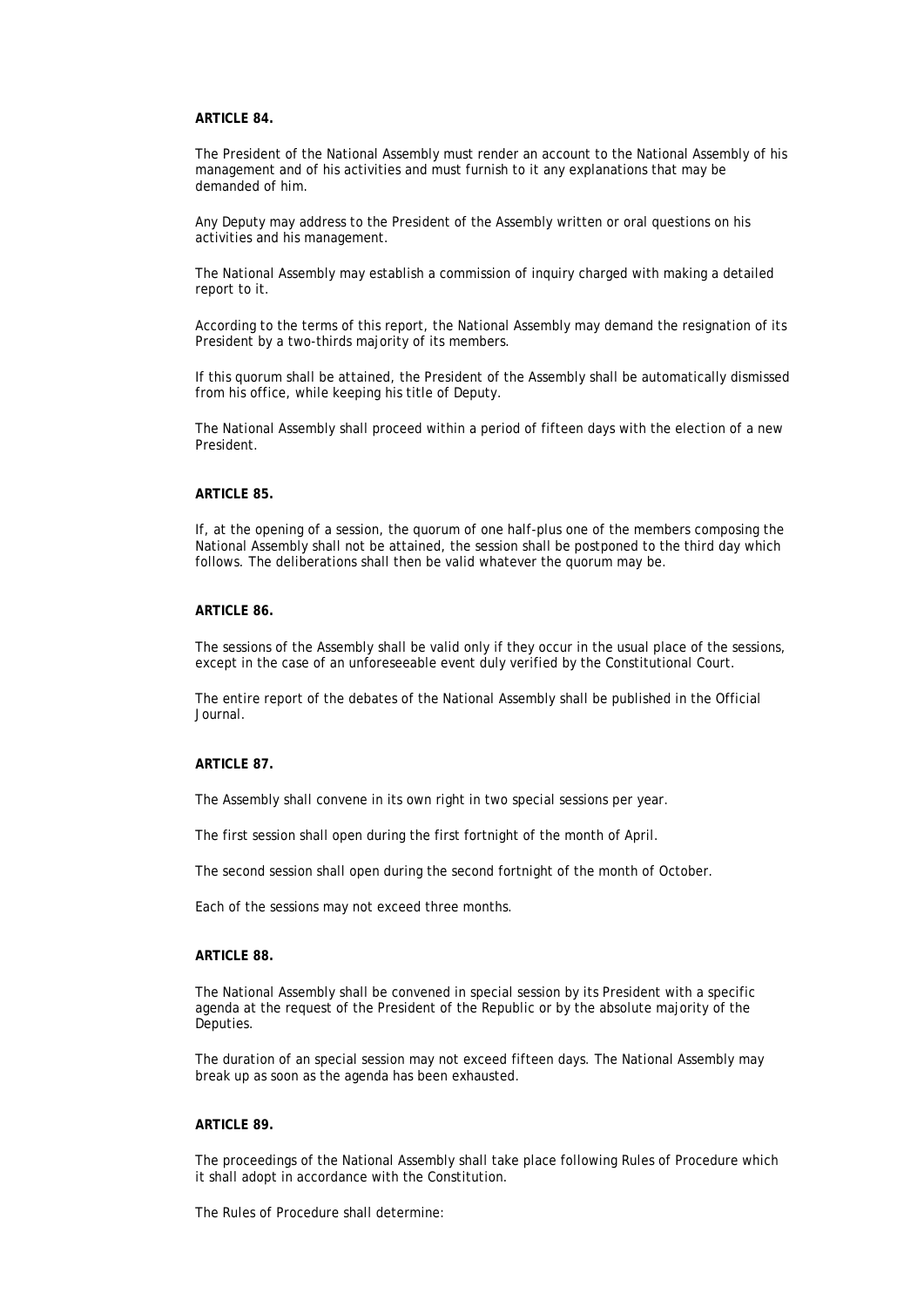**ARTICLE 84.**

The President of the National Assembly must render an account to the National Assembly of his management and of his activities and must furnish to it any explanations that may be demanded of him.

Any Deputy may address to the President of the Assembly written or oral questions on his activities and his management.

The National Assembly may establish a commission of inquiry charged with making a detailed report to it.

According to the terms of this report, the National Assembly may demand the resignation of its President by a two-thirds majority of its members.

If this quorum shall be attained, the President of the Assembly shall be automatically dismissed from his office, while keeping his title of Deputy.

The National Assembly shall proceed within a period of fifteen days with the election of a new President.

**ARTICLE 85.**

If, at the opening of a session, the quorum of one half-plus one of the members composing the National Assembly shall not be attained, the session shall be postponed to the third day which follows. The deliberations shall then be valid whatever the quorum may be.

**ARTICLE 86.**

The sessions of the Assembly shall be valid only if they occur in the usual place of the sessions, except in the case of an unforeseeable event duly verified by the Constitutional Court.

The entire report of the debates of the National Assembly shall be published in the Official Journal.

**ARTICLE 87.**

The Assembly shall convene in its own right in two special sessions per year.

The first session shall open during the first fortnight of the month of April.

The second session shall open during the second fortnight of the month of October.

Each of the sessions may not exceed three months.

**ARTICLE 88.**

The National Assembly shall be convened in special session by its President with a specific agenda at the request of the President of the Republic or by the absolute majority of the Deputies.

The duration of an special session may not exceed fifteen days. The National Assembly may break up as soon as the agenda has been exhausted.

**ARTICLE 89.**

The proceedings of the National Assembly shall take place following Rules of Procedure which it shall adopt in accordance with the Constitution.

The Rules of Procedure shall determine: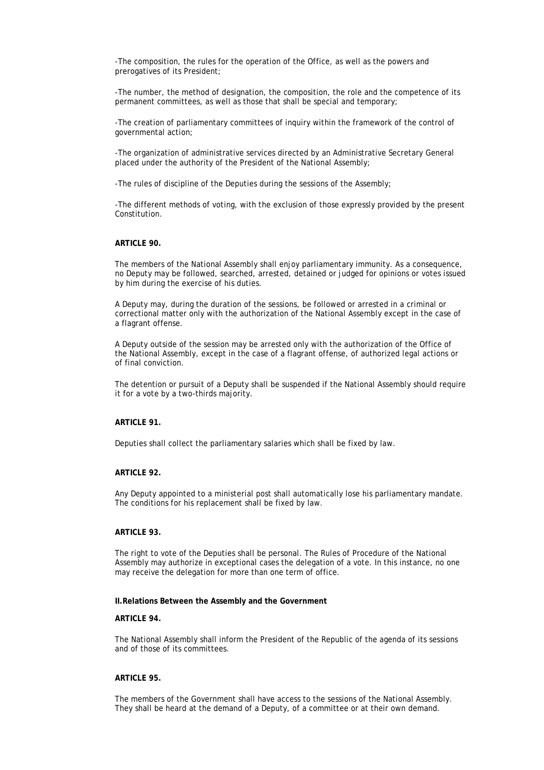-The composition, the rules for the operation of the Office, as well as the powers and prerogatives of its President;

-The number, the method of designation, the composition, the role and the competence of its permanent committees, as well as those that shall be special and temporary;

-The creation of parliamentary committees of inquiry within the framework of the control of governmental action;

-The organization of administrative services directed by an Administrative Secretary General placed under the authority of the President of the National Assembly;

-The rules of discipline of the Deputies during the sessions of the Assembly;

-The different methods of voting, with the exclusion of those expressly provided by the present Constitution.

**ARTICLE 90.**

The members of the National Assembly shall enjoy parliamentary immunity. As a consequence, no Deputy may be followed, searched, arrested, detained or judged for opinions or votes issued by him during the exercise of his duties.

A Deputy may, during the duration of the sessions, be followed or arrested in a criminal or correctional matter only with the authorization of the National Assembly except in the case of a flagrant offense.

A Deputy outside of the session may be arrested only with the authorization of the Office of the National Assembly, except in the case of a flagrant offense, of authorized legal actions or of final conviction.

The detention or pursuit of a Deputy shall be suspended if the National Assembly should require it for a vote by a two-thirds majority.

**ARTICLE 91.**

Deputies shall collect the parliamentary salaries which shall be fixed by law.

**ARTICLE 92.**

Any Deputy appointed to a ministerial post shall automatically lose his parliamentary mandate. The conditions for his replacement shall be fixed by law.

**ARTICLE 93.**

The right to vote of the Deputies shall be personal. The Rules of Procedure of the National Assembly may authorize in exceptional cases the delegation of a vote. In this instance, no one may receive the delegation for more than one term of office.

**II.Relations Between the Assembly and the Government**

**ARTICLE 94.**

The National Assembly shall inform the President of the Republic of the agenda of its sessions and of those of its committees.

**ARTICLE 95.**

The members of the Government shall have access to the sessions of the National Assembly. They shall be heard at the demand of a Deputy, of a committee or at their own demand.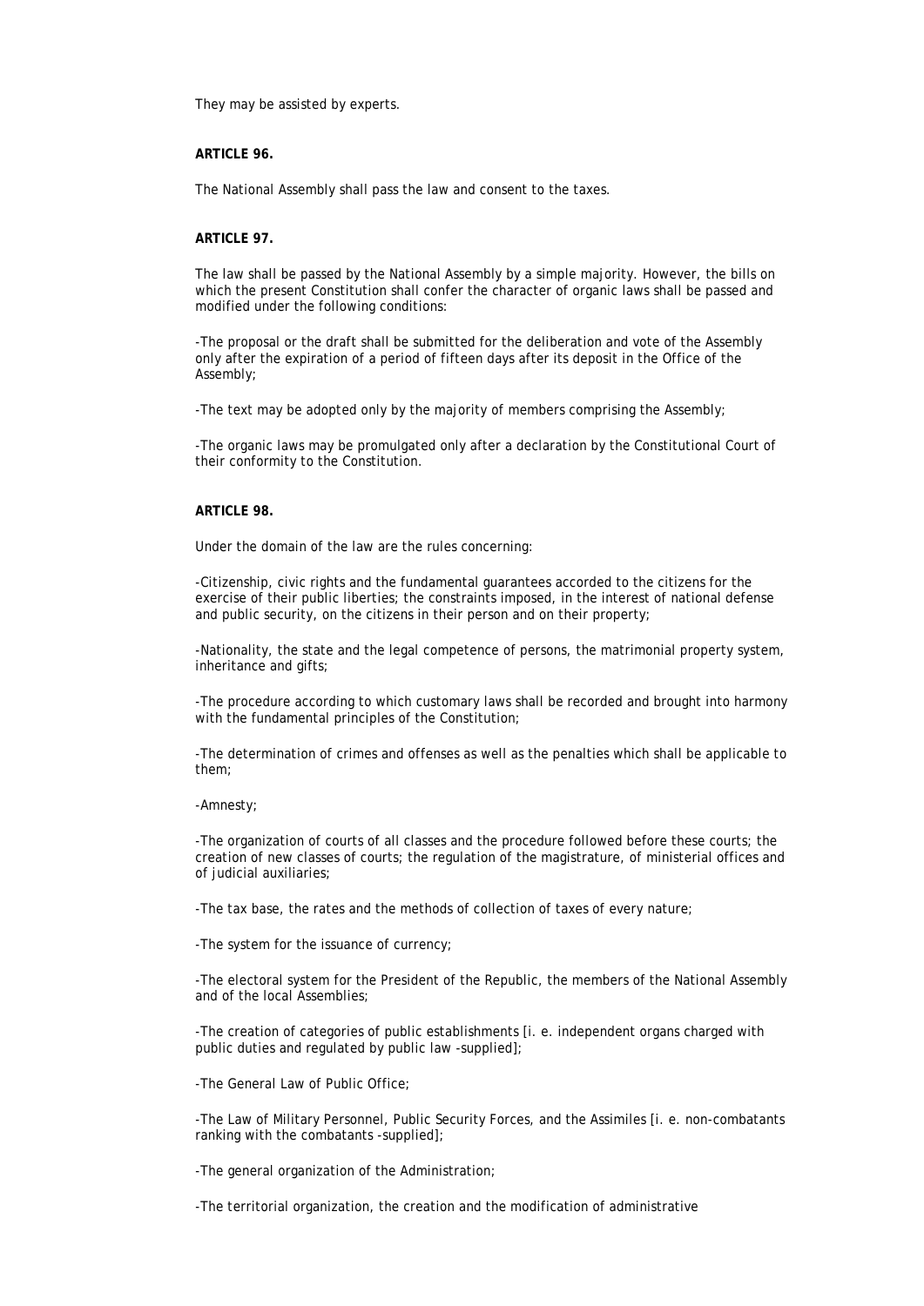They may be assisted by experts.

**ARTICLE 96.**

The National Assembly shall pass the law and consent to the taxes.

**ARTICLE 97.**

The law shall be passed by the National Assembly by a simple majority. However, the bills on which the present Constitution shall confer the character of organic laws shall be passed and modified under the following conditions:

-The proposal or the draft shall be submitted for the deliberation and vote of the Assembly only after the expiration of a period of fifteen days after its deposit in the Office of the Assembly;

-The text may be adopted only by the majority of members comprising the Assembly;

-The organic laws may be promulgated only after a declaration by the Constitutional Court of their conformity to the Constitution.

**ARTICLE 98.**

Under the domain of the law are the rules concerning:

-Citizenship, civic rights and the fundamental guarantees accorded to the citizens for the exercise of their public liberties; the constraints imposed, in the interest of national defense and public security, on the citizens in their person and on their property;

-Nationality, the state and the legal competence of persons, the matrimonial property system, inheritance and gifts;

-The procedure according to which customary laws shall be recorded and brought into harmony with the fundamental principles of the Constitution;

-The determination of crimes and offenses as well as the penalties which shall be applicable to them;

-Amnesty;

-The organization of courts of all classes and the procedure followed before these courts; the creation of new classes of courts; the regulation of the magistrature, of ministerial offices and of judicial auxiliaries;

-The tax base, the rates and the methods of collection of taxes of every nature;

-The system for the issuance of currency;

-The electoral system for the President of the Republic, the members of the National Assembly and of the local Assemblies;

-The creation of categories of public establishments [i. e. independent organs charged with public duties and regulated by public law -supplied];

-The General Law of Public Office;

-The Law of Military Personnel, Public Security Forces, and the Assimiles [i. e. non-combatants ranking with the combatants -supplied];

-The general organization of the Administration;

-The territorial organization, the creation and the modification of administrative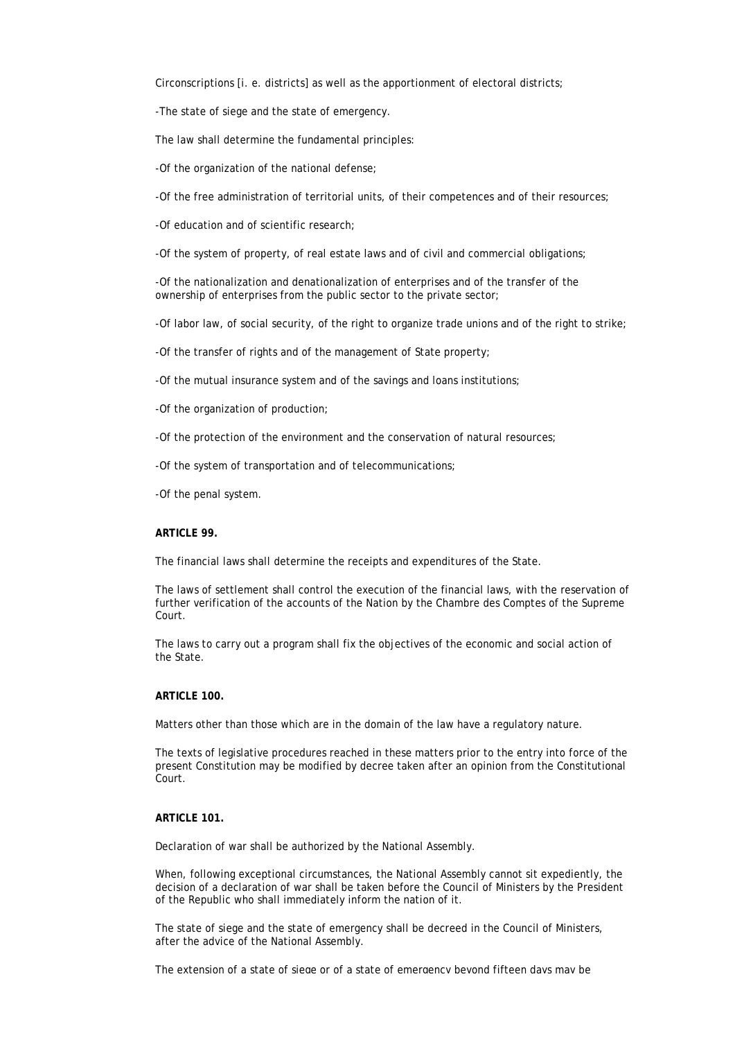Circonscriptions [i. e. districts] as well as the apportionment of electoral districts;

-The state of siege and the state of emergency.

The law shall determine the fundamental principles:

-Of the organization of the national defense;

-Of the free administration of territorial units, of their competences and of their resources;

-Of education and of scientific research;

-Of the system of property, of real estate laws and of civil and commercial obligations;

-Of the nationalization and denationalization of enterprises and of the transfer of the ownership of enterprises from the public sector to the private sector;

-Of labor law, of social security, of the right to organize trade unions and of the right to strike;

-Of the transfer of rights and of the management of State property;

-Of the mutual insurance system and of the savings and loans institutions;

-Of the organization of production;

-Of the protection of the environment and the conservation of natural resources;

-Of the system of transportation and of telecommunications;

-Of the penal system.

**ARTICLE 99.**

The financial laws shall determine the receipts and expenditures of the State.

The laws of settlement shall control the execution of the financial laws, with the reservation of further verification of the accounts of the Nation by the Chambre des Comptes of the Supreme Court.

The laws to carry out a program shall fix the objectives of the economic and social action of the State.

**ARTICLE 100.**

Matters other than those which are in the domain of the law have a regulatory nature.

The texts of legislative procedures reached in these matters prior to the entry into force of the present Constitution may be modified by decree taken after an opinion from the Constitutional Court.

**ARTICLE 101.**

Declaration of war shall be authorized by the National Assembly.

When, following exceptional circumstances, the National Assembly cannot sit expediently, the decision of a declaration of war shall be taken before the Council of Ministers by the President of the Republic who shall immediately inform the nation of it.

The state of siege and the state of emergency shall be decreed in the Council of Ministers, after the advice of the National Assembly.

The extension of a state of siege or of a state of emergency beyond fifteen days may be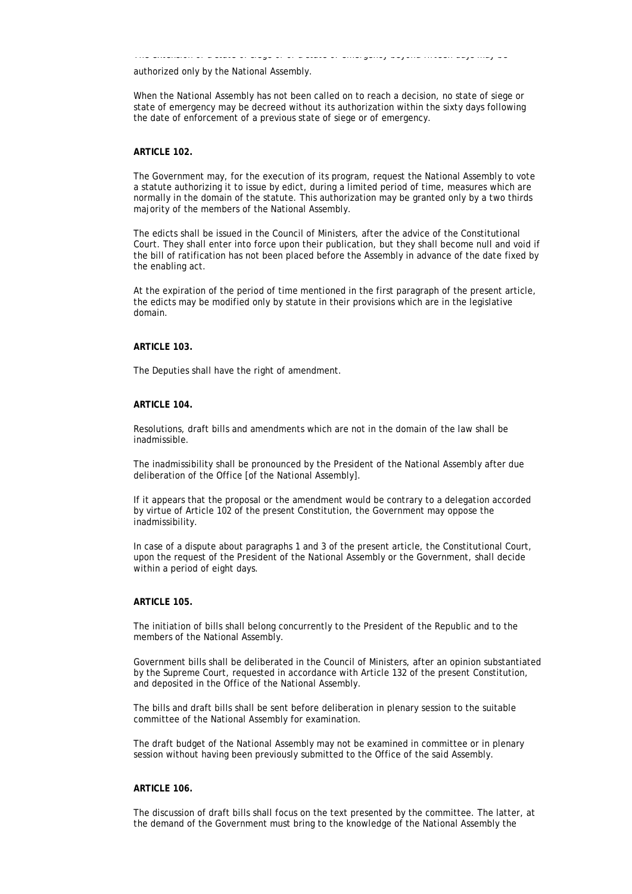The extension of a state of siege or of a state of emergency beyond fifteen days may be authorized only by the National Assembly.

When the National Assembly has not been called on to reach a decision, no state of siege or state of emergency may be decreed without its authorization within the sixty days following the date of enforcement of a previous state of siege or of emergency.

**ARTICLE 102.**

The Government may, for the execution of its program, request the National Assembly to vote a statute authorizing it to issue by edict, during a limited period of time, measures which are normally in the domain of the statute. This authorization may be granted only by a two thirds majority of the members of the National Assembly.

The edicts shall be issued in the Council of Ministers, after the advice of the Constitutional Court. They shall enter into force upon their publication, but they shall become null and void if the bill of ratification has not been placed before the Assembly in advance of the date fixed by the enabling act.

At the expiration of the period of time mentioned in the first paragraph of the present article, the edicts may be modified only by statute in their provisions which are in the legislative domain.

**ARTICLE 103.**

The Deputies shall have the right of amendment.

**ARTICLE 104.**

Resolutions, draft bills and amendments which are not in the domain of the law shall be inadmissible.

The inadmissibility shall be pronounced by the President of the National Assembly after due deliberation of the Office [of the National Assembly].

If it appears that the proposal or the amendment would be contrary to a delegation accorded by virtue of Article 102 of the present Constitution, the Government may oppose the inadmissibility.

In case of a dispute about paragraphs 1 and 3 of the present article, the Constitutional Court, upon the request of the President of the National Assembly or the Government, shall decide within a period of eight days.

**ARTICLE 105.**

The initiation of bills shall belong concurrently to the President of the Republic and to the members of the National Assembly.

Government bills shall be deliberated in the Council of Ministers, after an opinion substantiated by the Supreme Court, requested in accordance with Article 132 of the present Constitution, and deposited in the Office of the National Assembly.

The bills and draft bills shall be sent before deliberation in plenary session to the suitable committee of the National Assembly for examination.

The draft budget of the National Assembly may not be examined in committee or in plenary session without having been previously submitted to the Office of the said Assembly.

**ARTICLE 106.**

The discussion of draft bills shall focus on the text presented by the committee. The latter, at the demand of the Government must bring to the knowledge of the National Assembly the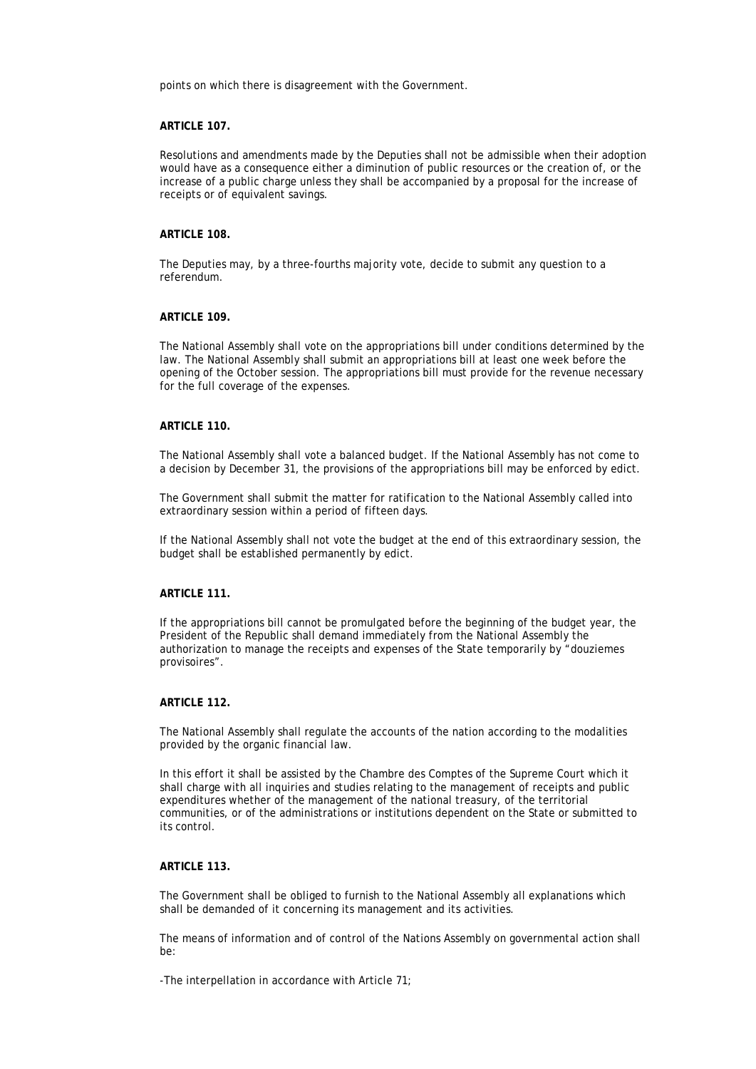points on which there is disagreement with the Government.

**ARTICLE 107.**

Resolutions and amendments made by the Deputies shall not be admissible when their adoption would have as a consequence either a diminution of public resources or the creation of, or the increase of a public charge unless they shall be accompanied by a proposal for the increase of receipts or of equivalent savings.

**ARTICLE 108.**

The Deputies may, by a three-fourths majority vote, decide to submit any question to a referendum.

**ARTICLE 109.**

The National Assembly shall vote on the appropriations bill under conditions determined by the law. The National Assembly shall submit an appropriations bill at least one week before the opening of the October session. The appropriations bill must provide for the revenue necessary for the full coverage of the expenses.

**ARTICLE 110.**

The National Assembly shall vote a balanced budget. If the National Assembly has not come to a decision by December 31, the provisions of the appropriations bill may be enforced by edict.

The Government shall submit the matter for ratification to the National Assembly called into extraordinary session within a period of fifteen days.

If the National Assembly shall not vote the budget at the end of this extraordinary session, the budget shall be established permanently by edict.

**ARTICLE 111.**

If the appropriations bill cannot be promulgated before the beginning of the budget year, the President of the Republic shall demand immediately from the National Assembly the authorization to manage the receipts and expenses of the State temporarily by "douziemes provisoires".

**ARTICLE 112.**

The National Assembly shall regulate the accounts of the nation according to the modalities provided by the organic financial law.

In this effort it shall be assisted by the Chambre des Comptes of the Supreme Court which it shall charge with all inquiries and studies relating to the management of receipts and public expenditures whether of the management of the national treasury, of the territorial communities, or of the administrations or institutions dependent on the State or submitted to its control.

**ARTICLE 113.**

The Government shall be obliged to furnish to the National Assembly all explanations which shall be demanded of it concerning its management and its activities.

The means of information and of control of the Nations Assembly on governmental action shall be:

-The interpellation in accordance with Article 71;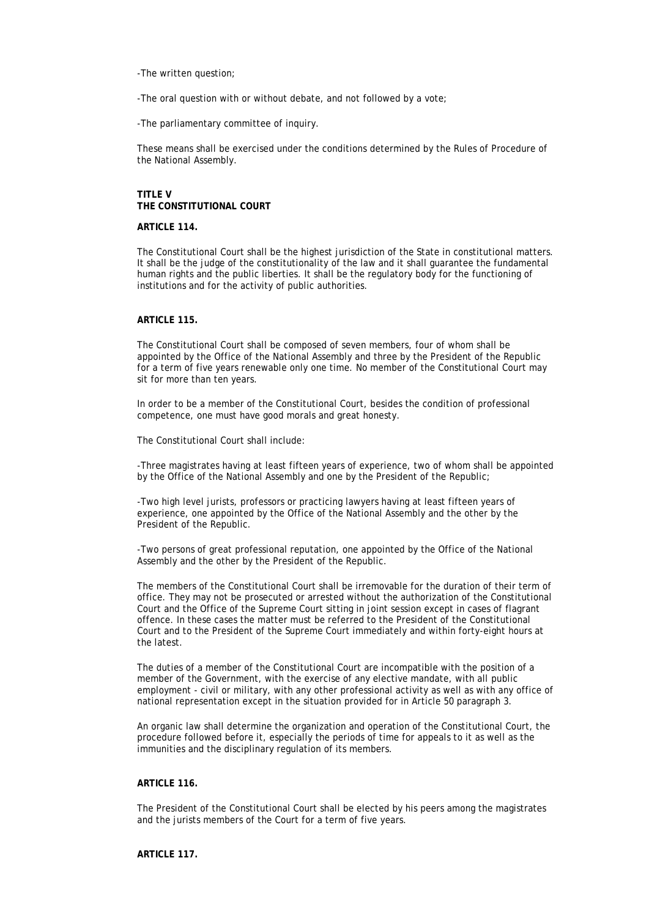-The written question;

-The oral question with or without debate, and not followed by a vote;

-The parliamentary committee of inquiry.

These means shall be exercised under the conditions determined by the Rules of Procedure of the National Assembly.

## TITLE V
## THE CONSTITUTIONAL COURT

### ARTICLE 114.

The Constitutional Court shall be the highest jurisdiction of the State in constitutional matters. It shall be the judge of the constitutionality of the law and it shall guarantee the fundamental human rights and the public liberties. It shall be the regulatory body for the functioning of institutions and for the activity of public authorities.

### ARTICLE 115.

The Constitutional Court shall be composed of seven members, four of whom shall be appointed by the Office of the National Assembly and three by the President of the Republic for a term of five years renewable only one time. No member of the Constitutional Court may sit for more than ten years.

In order to be a member of the Constitutional Court, besides the condition of professional competence, one must have good morals and great honesty.

The Constitutional Court shall include:

-Three magistrates having at least fifteen years of experience, two of whom shall be appointed by the Office of the National Assembly and one by the President of the Republic;

-Two high level jurists, professors or practicing lawyers having at least fifteen years of experience, one appointed by the Office of the National Assembly and the other by the President of the Republic.

-Two persons of great professional reputation, one appointed by the Office of the National Assembly and the other by the President of the Republic.

The members of the Constitutional Court shall be irremovable for the duration of their term of office. They may not be prosecuted or arrested without the authorization of the Constitutional Court and the Office of the Supreme Court sitting in joint session except in cases of flagrant offence. In these cases the matter must be referred to the President of the Constitutional Court and to the President of the Supreme Court immediately and within forty-eight hours at the latest.

The duties of a member of the Constitutional Court are incompatible with the position of a member of the Government, with the exercise of any elective mandate, with all public employment - civil or military, with any other professional activity as well as with any office of national representation except in the situation provided for in Article 50 paragraph 3.

An organic law shall determine the organization and operation of the Constitutional Court, the procedure followed before it, especially the periods of time for appeals to it as well as the immunities and the disciplinary regulation of its members.

### ARTICLE 116.

The President of the Constitutional Court shall be elected by his peers among the magistrates and the jurists members of the Court for a term of five years.

### ARTICLE 117.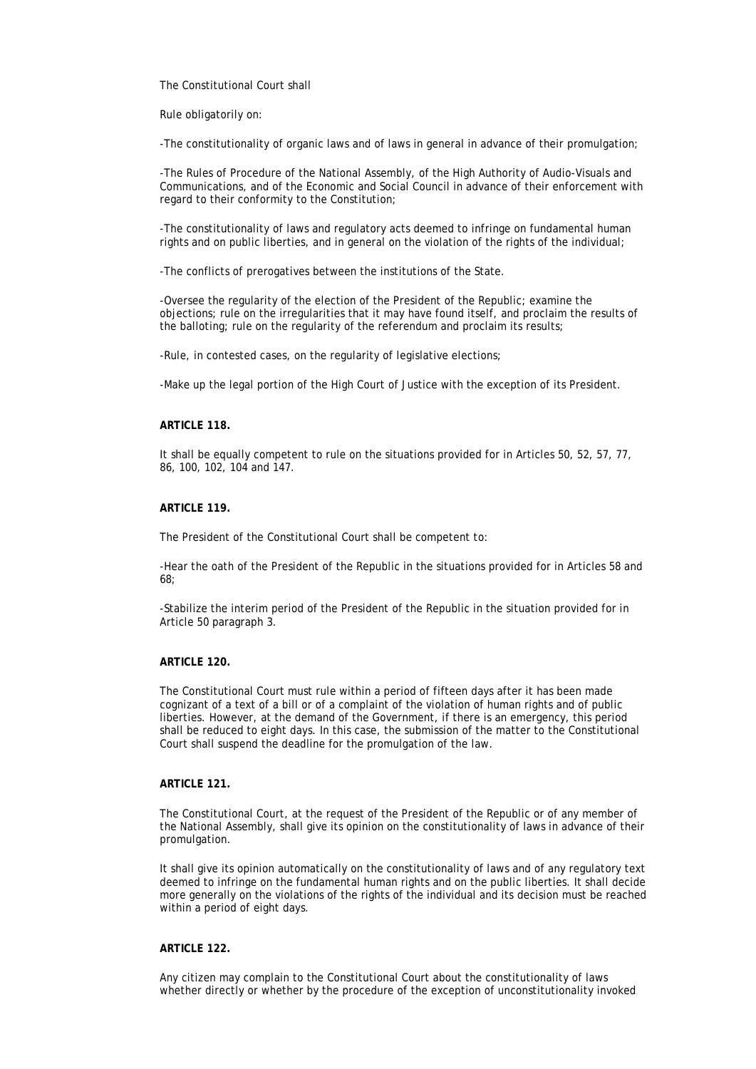The Constitutional Court shall

Rule obligatorily on:

-The constitutionality of organic laws and of laws in general in advance of their promulgation;

-The Rules of Procedure of the National Assembly, of the High Authority of Audio-Visuals and Communications, and of the Economic and Social Council in advance of their enforcement with regard to their conformity to the Constitution;

-The constitutionality of laws and regulatory acts deemed to infringe on fundamental human rights and on public liberties, and in general on the violation of the rights of the individual;

-The conflicts of prerogatives between the institutions of the State.

-Oversee the regularity of the election of the President of the Republic; examine the objections; rule on the irregularities that it may have found itself, and proclaim the results of the balloting; rule on the regularity of the referendum and proclaim its results;

-Rule, in contested cases, on the regularity of legislative elections;

-Make up the legal portion of the High Court of Justice with the exception of its President.

**ARTICLE 118.**

It shall be equally competent to rule on the situations provided for in Articles 50, 52, 57, 77, 86, 100, 102, 104 and 147.

**ARTICLE 119.**

The President of the Constitutional Court shall be competent to:

-Hear the oath of the President of the Republic in the situations provided for in Articles 58 and 68;

-Stabilize the interim period of the President of the Republic in the situation provided for in Article 50 paragraph 3.

**ARTICLE 120.**

The Constitutional Court must rule within a period of fifteen days after it has been made cognizant of a text of a bill or of a complaint of the violation of human rights and of public liberties. However, at the demand of the Government, if there is an emergency, this period shall be reduced to eight days. In this case, the submission of the matter to the Constitutional Court shall suspend the deadline for the promulgation of the law.

**ARTICLE 121.**

The Constitutional Court, at the request of the President of the Republic or of any member of the National Assembly, shall give its opinion on the constitutionality of laws in advance of their promulgation.

It shall give its opinion automatically on the constitutionality of laws and of any regulatory text deemed to infringe on the fundamental human rights and on the public liberties. It shall decide more generally on the violations of the rights of the individual and its decision must be reached within a period of eight days.

**ARTICLE 122.**

Any citizen may complain to the Constitutional Court about the constitutionality of laws whether directly or whether by the procedure of the exception of unconstitutionality invoked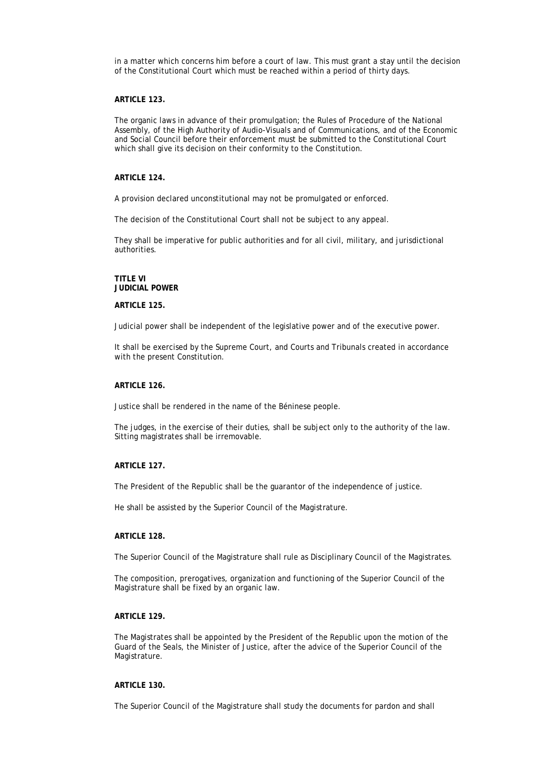in a matter which concerns him before a court of law. This must grant a stay until the decision of the Constitutional Court which must be reached within a period of thirty days.

**ARTICLE 123.**

The organic laws in advance of their promulgation; the Rules of Procedure of the National Assembly, of the High Authority of Audio-Visuals and of Communications, and of the Economic and Social Council before their enforcement must be submitted to the Constitutional Court which shall give its decision on their conformity to the Constitution.

**ARTICLE 124.**

A provision declared unconstitutional may not be promulgated or enforced.

The decision of the Constitutional Court shall not be subject to any appeal.

They shall be imperative for public authorities and for all civil, military, and jurisdictional authorities.

## TITLE VI
## JUDICIAL POWER

**ARTICLE 125.**

Judicial power shall be independent of the legislative power and of the executive power.

It shall be exercised by the Supreme Court, and Courts and Tribunals created in accordance with the present Constitution.

**ARTICLE 126.**

Justice shall be rendered in the name of the Béninese people.

The judges, in the exercise of their duties, shall be subject only to the authority of the law. Sitting magistrates shall be irremovable.

**ARTICLE 127.**

The President of the Republic shall be the guarantor of the independence of justice.

He shall be assisted by the Superior Council of the Magistrature.

**ARTICLE 128.**

The Superior Council of the Magistrature shall rule as Disciplinary Council of the Magistrates.

The composition, prerogatives, organization and functioning of the Superior Council of the Magistrature shall be fixed by an organic law.

**ARTICLE 129.**

The Magistrates shall be appointed by the President of the Republic upon the motion of the Guard of the Seals, the Minister of Justice, after the advice of the Superior Council of the Magistrature.

**ARTICLE 130.**

The Superior Council of the Magistrature shall study the documents for pardon and shall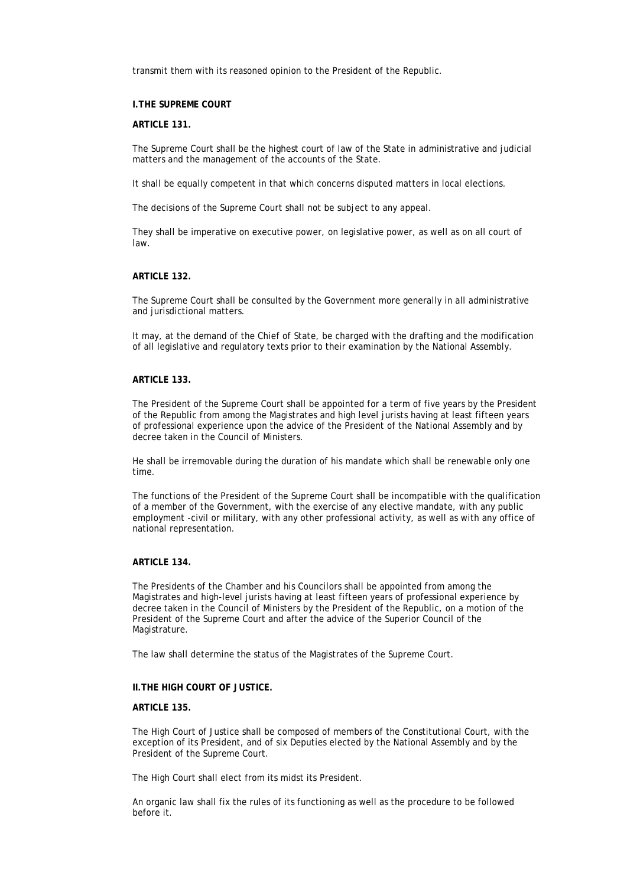transmit them with its reasoned opinion to the President of the Republic.

### I.THE SUPREME COURT

#### ARTICLE 131.

The Supreme Court shall be the highest court of law of the State in administrative and judicial matters and the management of the accounts of the State.

It shall be equally competent in that which concerns disputed matters in local elections.

The decisions of the Supreme Court shall not be subject to any appeal.

They shall be imperative on executive power, on legislative power, as well as on all court of law.

#### ARTICLE 132.

The Supreme Court shall be consulted by the Government more generally in all administrative and jurisdictional matters.

It may, at the demand of the Chief of State, be charged with the drafting and the modification of all legislative and regulatory texts prior to their examination by the National Assembly.

#### ARTICLE 133.

The President of the Supreme Court shall be appointed for a term of five years by the President of the Republic from among the Magistrates and high level jurists having at least fifteen years of professional experience upon the advice of the President of the National Assembly and by decree taken in the Council of Ministers.

He shall be irremovable during the duration of his mandate which shall be renewable only one time.

The functions of the President of the Supreme Court shall be incompatible with the qualification of a member of the Government, with the exercise of any elective mandate, with any public employment -civil or military, with any other professional activity, as well as with any office of national representation.

#### ARTICLE 134.

The Presidents of the Chamber and his Councilors shall be appointed from among the Magistrates and high-level jurists having at least fifteen years of professional experience by decree taken in the Council of Ministers by the President of the Republic, on a motion of the President of the Supreme Court and after the advice of the Superior Council of the Magistrature.

The law shall determine the status of the Magistrates of the Supreme Court.

### II.THE HIGH COURT OF JUSTICE.

#### ARTICLE 135.

The High Court of Justice shall be composed of members of the Constitutional Court, with the exception of its President, and of six Deputies elected by the National Assembly and by the President of the Supreme Court.

The High Court shall elect from its midst its President.

An organic law shall fix the rules of its functioning as well as the procedure to be followed before it.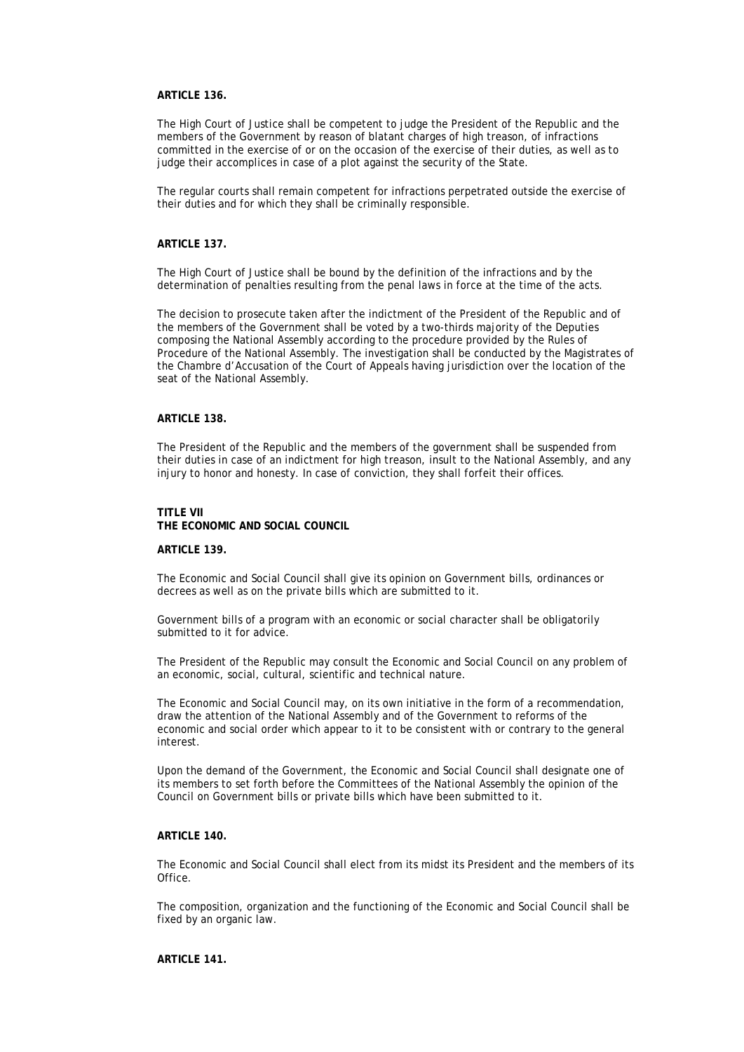**ARTICLE 136.**

The High Court of Justice shall be competent to judge the President of the Republic and the members of the Government by reason of blatant charges of high treason, of infractions committed in the exercise of or on the occasion of the exercise of their duties, as well as to judge their accomplices in case of a plot against the security of the State.

The regular courts shall remain competent for infractions perpetrated outside the exercise of their duties and for which they shall be criminally responsible.

**ARTICLE 137.**

The High Court of Justice shall be bound by the definition of the infractions and by the determination of penalties resulting from the penal laws in force at the time of the acts.

The decision to prosecute taken after the indictment of the President of the Republic and of the members of the Government shall be voted by a two-thirds majority of the Deputies composing the National Assembly according to the procedure provided by the Rules of Procedure of the National Assembly. The investigation shall be conducted by the Magistrates of the Chambre d'Accusation of the Court of Appeals having jurisdiction over the location of the seat of the National Assembly.

**ARTICLE 138.**

The President of the Republic and the members of the government shall be suspended from their duties in case of an indictment for high treason, insult to the National Assembly, and any injury to honor and honesty. In case of conviction, they shall forfeit their offices.

## TITLE VII
## THE ECONOMIC AND SOCIAL COUNCIL

**ARTICLE 139.**

The Economic and Social Council shall give its opinion on Government bills, ordinances or decrees as well as on the private bills which are submitted to it.

Government bills of a program with an economic or social character shall be obligatorily submitted to it for advice.

The President of the Republic may consult the Economic and Social Council on any problem of an economic, social, cultural, scientific and technical nature.

The Economic and Social Council may, on its own initiative in the form of a recommendation, draw the attention of the National Assembly and of the Government to reforms of the economic and social order which appear to it to be consistent with or contrary to the general interest.

Upon the demand of the Government, the Economic and Social Council shall designate one of its members to set forth before the Committees of the National Assembly the opinion of the Council on Government bills or private bills which have been submitted to it.

**ARTICLE 140.**

The Economic and Social Council shall elect from its midst its President and the members of its Office.

The composition, organization and the functioning of the Economic and Social Council shall be fixed by an organic law.

**ARTICLE 141.**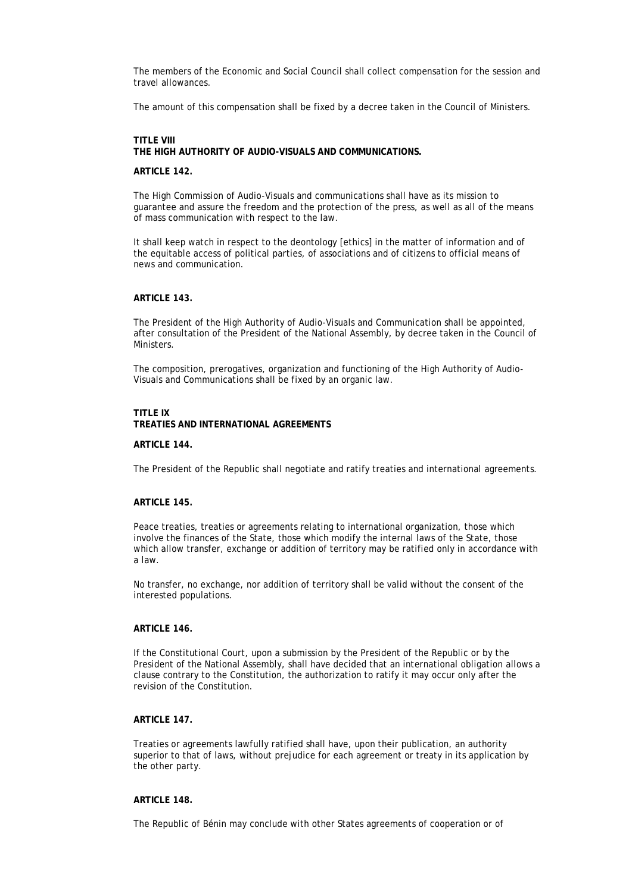The members of the Economic and Social Council shall collect compensation for the session and travel allowances.

The amount of this compensation shall be fixed by a decree taken in the Council of Ministers.

## TITLE VIII
## THE HIGH AUTHORITY OF AUDIO-VISUALS AND COMMUNICATIONS.

### ARTICLE 142.

The High Commission of Audio-Visuals and communications shall have as its mission to guarantee and assure the freedom and the protection of the press, as well as all of the means of mass communication with respect to the law.

It shall keep watch in respect to the deontology [ethics] in the matter of information and of the equitable access of political parties, of associations and of citizens to official means of news and communication.

### ARTICLE 143.

The President of the High Authority of Audio-Visuals and Communication shall be appointed, after consultation of the President of the National Assembly, by decree taken in the Council of Ministers.

The composition, prerogatives, organization and functioning of the High Authority of Audio-Visuals and Communications shall be fixed by an organic law.

## TITLE IX
## TREATIES AND INTERNATIONAL AGREEMENTS

### ARTICLE 144.

The President of the Republic shall negotiate and ratify treaties and international agreements.

### ARTICLE 145.

Peace treaties, treaties or agreements relating to international organization, those which involve the finances of the State, those which modify the internal laws of the State, those which allow transfer, exchange or addition of territory may be ratified only in accordance with a law.

No transfer, no exchange, nor addition of territory shall be valid without the consent of the interested populations.

### ARTICLE 146.

If the Constitutional Court, upon a submission by the President of the Republic or by the President of the National Assembly, shall have decided that an international obligation allows a clause contrary to the Constitution, the authorization to ratify it may occur only after the revision of the Constitution.

### ARTICLE 147.

Treaties or agreements lawfully ratified shall have, upon their publication, an authority superior to that of laws, without prejudice for each agreement or treaty in its application by the other party.

### ARTICLE 148.

The Republic of Bénin may conclude with other States agreements of cooperation or of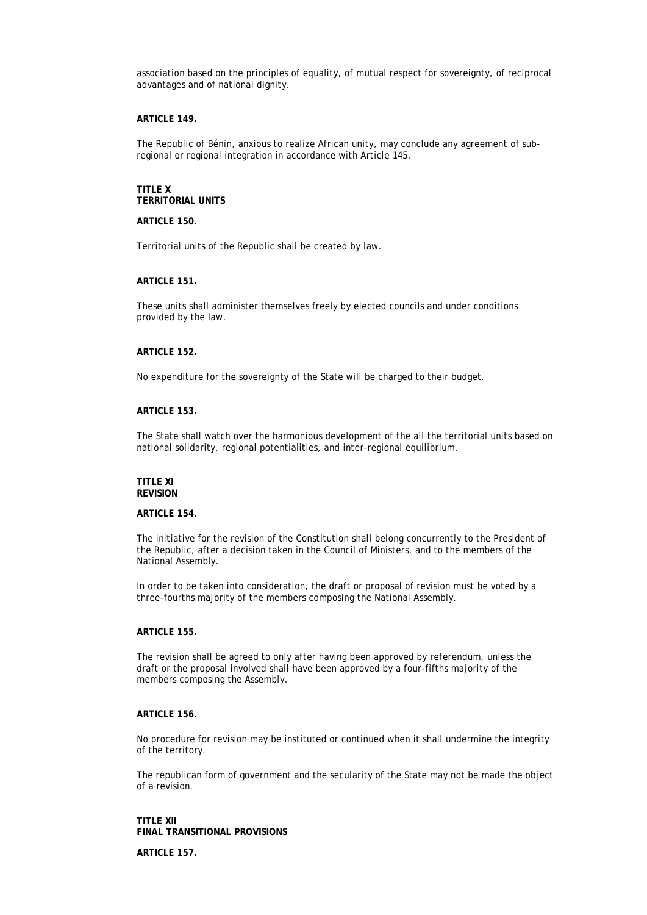association based on the principles of equality, of mutual respect for sovereignty, of reciprocal advantages and of national dignity.

**ARTICLE 149.**

The Republic of Bénin, anxious to realize African unity, may conclude any agreement of sub-regional or regional integration in accordance with Article 145.

## TITLE X
## TERRITORIAL UNITS

**ARTICLE 150.**

Territorial units of the Republic shall be created by law.

**ARTICLE 151.**

These units shall administer themselves freely by elected councils and under conditions provided by the law.

**ARTICLE 152.**

No expenditure for the sovereignty of the State will be charged to their budget.

**ARTICLE 153.**

The State shall watch over the harmonious development of the all the territorial units based on national solidarity, regional potentialities, and inter-regional equilibrium.

## TITLE XI
## REVISION

**ARTICLE 154.**

The initiative for the revision of the Constitution shall belong concurrently to the President of the Republic, after a decision taken in the Council of Ministers, and to the members of the National Assembly.

In order to be taken into consideration, the draft or proposal of revision must be voted by a three-fourths majority of the members composing the National Assembly.

**ARTICLE 155.**

The revision shall be agreed to only after having been approved by referendum, unless the draft or the proposal involved shall have been approved by a four-fifths majority of the members composing the Assembly.

**ARTICLE 156.**

No procedure for revision may be instituted or continued when it shall undermine the integrity of the territory.

The republican form of government and the secularity of the State may not be made the object of a revision.

## TITLE XII
## FINAL TRANSITIONAL PROVISIONS

**ARTICLE 157.**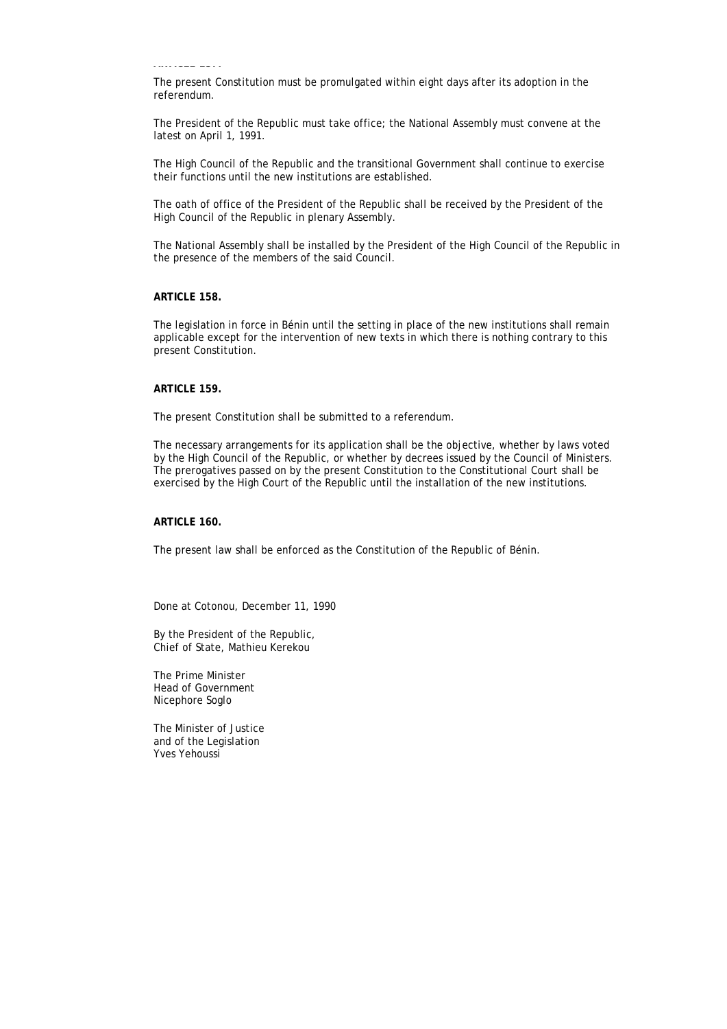**ARTICLE 157.**

The present Constitution must be promulgated within eight days after its adoption in the referendum.

The President of the Republic must take office; the National Assembly must convene at the latest on April 1, 1991.

The High Council of the Republic and the transitional Government shall continue to exercise their functions until the new institutions are established.

The oath of office of the President of the Republic shall be received by the President of the High Council of the Republic in plenary Assembly.

The National Assembly shall be installed by the President of the High Council of the Republic in the presence of the members of the said Council.

**ARTICLE 158.**

The legislation in force in Bénin until the setting in place of the new institutions shall remain applicable except for the intervention of new texts in which there is nothing contrary to this present Constitution.

**ARTICLE 159.**

The present Constitution shall be submitted to a referendum.

The necessary arrangements for its application shall be the objective, whether by laws voted by the High Council of the Republic, or whether by decrees issued by the Council of Ministers. The prerogatives passed on by the present Constitution to the Constitutional Court shall be exercised by the High Court of the Republic until the installation of the new institutions.

**ARTICLE 160.**

The present law shall be enforced as the Constitution of the Republic of Bénin.

Done at Cotonou, December 11, 1990

By the President of the Republic,
Chief of State, Mathieu Kerekou

The Prime Minister
Head of Government
Nicephore Soglo

The Minister of Justice
and of the Legislation
Yves Yehoussi